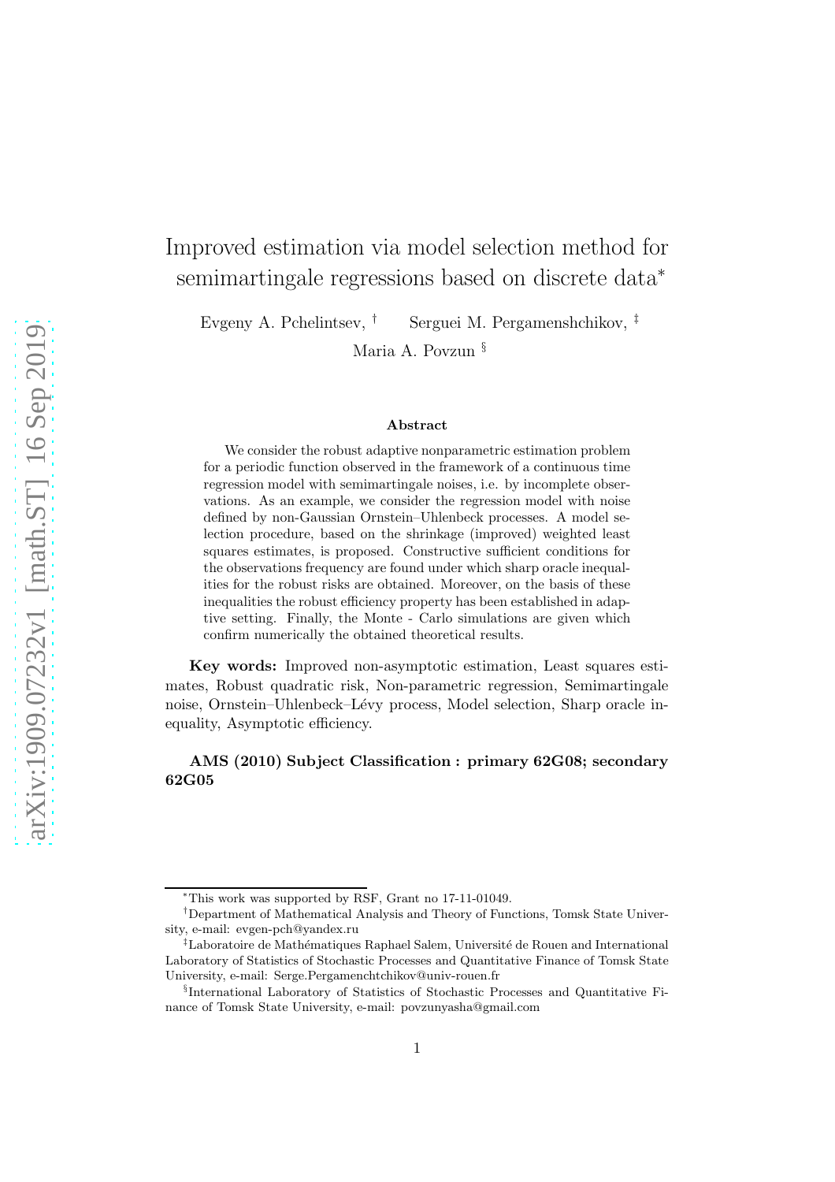# Improved estimation via model selection method for semimartingale regressions based on discrete data*

Evgeny A. Pchelintsev, [†] Serguei M. Pergamenshchikov, [‡]

Maria A. Povzun [§]

## Abstract

We consider the robust adaptive nonparametric estimation problem for a periodic function observed in the framework of a continuous time regression model with semimartingale noises, i.e. by incomplete observations. As an example, we consider the regression model with noise defined by non-Gaussian Ornstein–Uhlenbeck processes. A model selection procedure, based on the shrinkage (improved) weighted least squares estimates, is proposed. Constructive sufficient conditions for the observations frequency are found under which sharp oracle inequalities for the robust risks are obtained. Moreover, on the basis of these inequalities the robust efficiency property has been established in adaptive setting. Finally, the Monte - Carlo simulations are given which confirm numerically the obtained theoretical results.

**Key words:** Improved non-asymptotic estimation, Least squares estimates, Robust quadratic risk, Non-parametric regression, Semimartingale noise, Ornstein–Uhlenbeck–Lévy process, Model selection, Sharp oracle inequality, Asymptotic efficiency.

**AMS (2010) Subject Classification : primary 62G08; secondary 62G05**

---

*This work was supported by RSF, Grant no 17-11-01049.

†Department of Mathematical Analysis and Theory of Functions, Tomsk State University, e-mail: evgen-pch@yandex.ru

‡Laboratoire de Mathématiques Raphael Salem, Université de Rouen and International Laboratory of Statistics of Stochastic Processes and Quantitative Finance of Tomsk State University, e-mail: Serge.Pergamenchtchikov@univ-rouen.fr

§International Laboratory of Statistics of Stochastic Processes and Quantitative Finance of Tomsk State University, e-mail: povzunyasha@gmail.com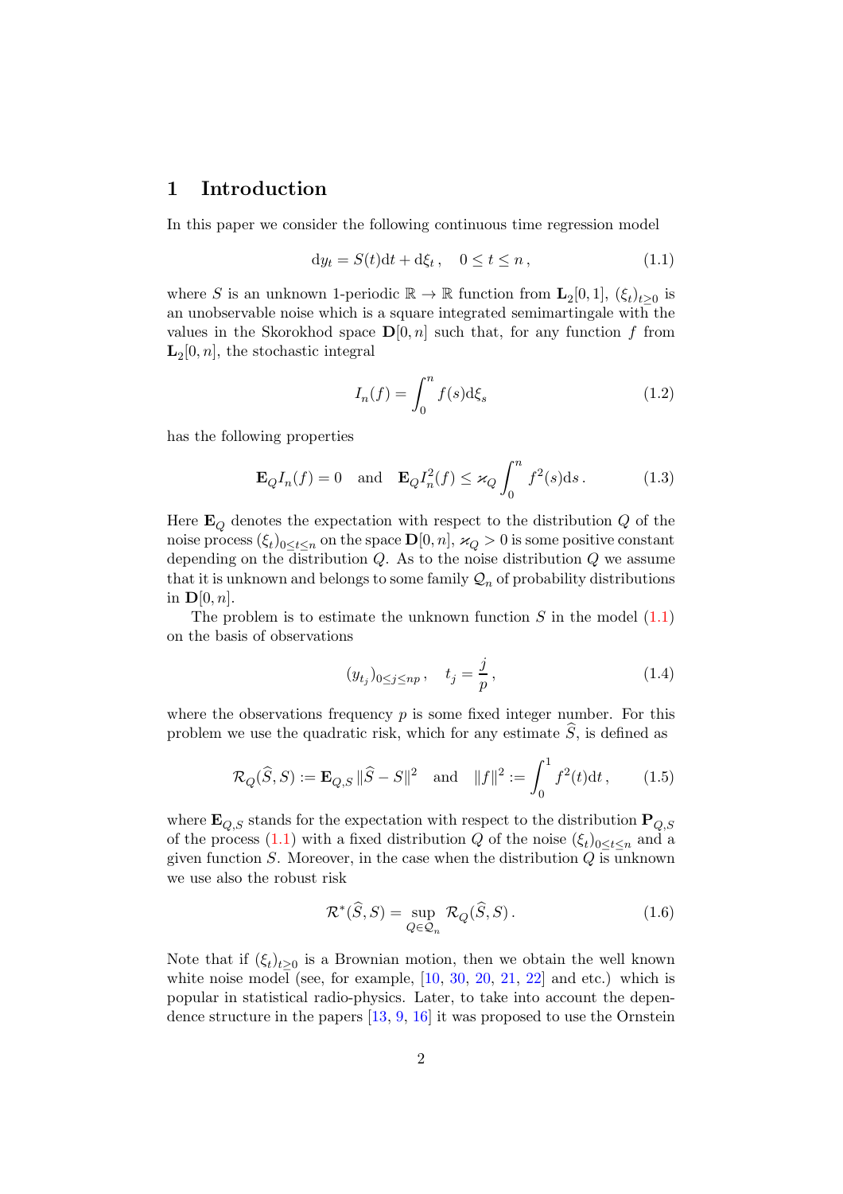# 1 Introduction

In this paper we consider the following continuous time regression model

$$\mathrm{d}y_t = S(t)\mathrm{d}t + \mathrm{d}\xi_t\,, \quad 0 \le t \le n\,, \tag{1.1}$$

where $S$ is an unknown 1-periodic $\mathbb{R} \to \mathbb{R}$ function from $\mathbf{L}_2[0,1]$, $(\xi_t)_{t\ge 0}$ is an unobservable noise which is a square integrated semimartingale with the values in the Skorokhod space $\mathbf{D}[0,n]$ such that, for any function $f$ from $\mathbf{L}_2[0,n]$, the stochastic integral

$$I_n(f) = \int_0^n f(s)\mathrm{d}\xi_s \tag{1.2}$$

has the following properties

$$\mathbf{E}_Q I_n(f) = 0 \quad \text{and} \quad \mathbf{E}_Q I_n^2(f) \le \varkappa_Q \int_0^n f^2(s)\mathrm{d}s\,. \tag{1.3}$$

Here $\mathbf{E}_Q$ denotes the expectation with respect to the distribution $Q$ of the noise process $(\xi_t)_{0\le t\le n}$ on the space $\mathbf{D}[0,n]$, $\varkappa_Q > 0$ is some positive constant depending on the distribution $Q$. As to the noise distribution $Q$ we assume that it is unknown and belongs to some family $\mathcal{Q}_n$ of probability distributions in $\mathbf{D}[0,n]$.

The problem is to estimate the unknown function $S$ in the model (1.1) on the basis of observations

$$(y_{t_j})_{0\le j\le np}\,, \quad t_j = \frac{j}{p}\,, \tag{1.4}$$

where the observations frequency $p$ is some fixed integer number. For this problem we use the quadratic risk, which for any estimate $\widehat{S}$, is defined as

$$\mathcal{R}_Q(\widehat{S}, S) := \mathbf{E}_{Q,S}\,\|\widehat{S} - S\|^2 \quad \text{and} \quad \|f\|^2 := \int_0^1 f^2(t)\mathrm{d}t\,, \tag{1.5}$$

where $\mathbf{E}_{Q,S}$ stands for the expectation with respect to the distribution $\mathbf{P}_{Q,S}$ of the process (1.1) with a fixed distribution $Q$ of the noise $(\xi_t)_{0\le t\le n}$ and a given function $S$. Moreover, in the case when the distribution $Q$ is unknown we use also the robust risk

$$\mathcal{R}^*(\widehat{S}, S) = \sup_{Q\in\mathcal{Q}_n} \mathcal{R}_Q(\widehat{S}, S)\,. \tag{1.6}$$

Note that if $(\xi_t)_{t\ge 0}$ is a Brownian motion, then we obtain the well known white noise model (see, for example, [10, 30, 20, 21, 22] and etc.) which is popular in statistical radio-physics. Later, to take into account the dependence structure in the papers [13, 9, 16] it was proposed to use the Ornstein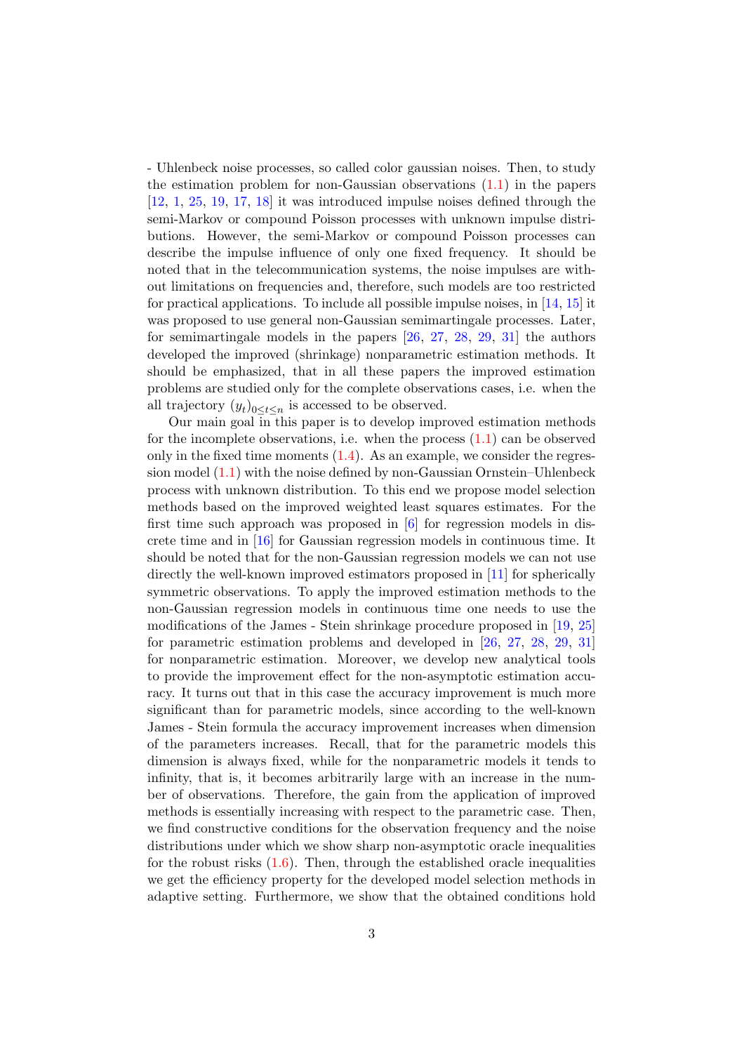- Uhlenbeck noise processes, so called color gaussian noises. Then, to study the estimation problem for non-Gaussian observations (1.1) in the papers [12, 1, 25, 19, 17, 18] it was introduced impulse noises defined through the semi-Markov or compound Poisson processes with unknown impulse distributions. However, the semi-Markov or compound Poisson processes can describe the impulse influence of only one fixed frequency. It should be noted that in the telecommunication systems, the noise impulses are without limitations on frequencies and, therefore, such models are too restricted for practical applications. To include all possible impulse noises, in [14, 15] it was proposed to use general non-Gaussian semimartingale processes. Later, for semimartingale models in the papers [26, 27, 28, 29, 31] the authors developed the improved (shrinkage) nonparametric estimation methods. It should be emphasized, that in all these papers the improved estimation problems are studied only for the complete observations cases, i.e. when the all trajectory $(y_t)_{0\le t\le n}$ is accessed to be observed.

Our main goal in this paper is to develop improved estimation methods for the incomplete observations, i.e. when the process (1.1) can be observed only in the fixed time moments (1.4). As an example, we consider the regression model (1.1) with the noise defined by non-Gaussian Ornstein–Uhlenbeck process with unknown distribution. To this end we propose model selection methods based on the improved weighted least squares estimates. For the first time such approach was proposed in [6] for regression models in discrete time and in [16] for Gaussian regression models in continuous time. It should be noted that for the non-Gaussian regression models we can not use directly the well-known improved estimators proposed in [11] for spherically symmetric observations. To apply the improved estimation methods to the non-Gaussian regression models in continuous time one needs to use the modifications of the James - Stein shrinkage procedure proposed in [19, 25] for parametric estimation problems and developed in [26, 27, 28, 29, 31] for nonparametric estimation. Moreover, we develop new analytical tools to provide the improvement effect for the non-asymptotic estimation accuracy. It turns out that in this case the accuracy improvement is much more significant than for parametric models, since according to the well-known James - Stein formula the accuracy improvement increases when dimension of the parameters increases. Recall, that for the parametric models this dimension is always fixed, while for the nonparametric models it tends to infinity, that is, it becomes arbitrarily large with an increase in the number of observations. Therefore, the gain from the application of improved methods is essentially increasing with respect to the parametric case. Then, we find constructive conditions for the observation frequency and the noise distributions under which we show sharp non-asymptotic oracle inequalities for the robust risks (1.6). Then, through the established oracle inequalities we get the efficiency property for the developed model selection methods in adaptive setting. Furthermore, we show that the obtained conditions hold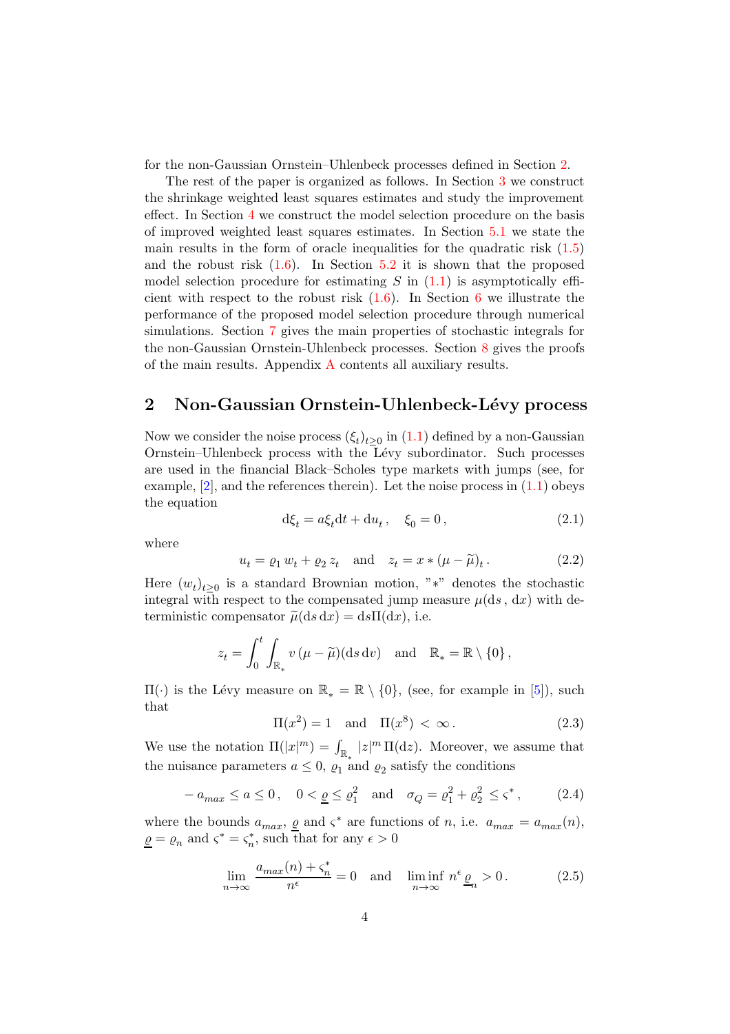for the non-Gaussian Ornstein–Uhlenbeck processes defined in Section 2.

The rest of the paper is organized as follows. In Section 3 we construct the shrinkage weighted least squares estimates and study the improvement effect. In Section 4 we construct the model selection procedure on the basis of improved weighted least squares estimates. In Section 5.1 we state the main results in the form of oracle inequalities for the quadratic risk (1.5) and the robust risk (1.6). In Section 5.2 it is shown that the proposed model selection procedure for estimating $S$ in (1.1) is asymptotically efficient with respect to the robust risk (1.6). In Section 6 we illustrate the performance of the proposed model selection procedure through numerical simulations. Section 7 gives the main properties of stochastic integrals for the non-Gaussian Ornstein-Uhlenbeck processes. Section 8 gives the proofs of the main results. Appendix A contents all auxiliary results.

## 2 Non-Gaussian Ornstein-Uhlenbeck-Lévy process

Now we consider the noise process $(\xi_t)_{t\ge 0}$ in (1.1) defined by a non-Gaussian Ornstein–Uhlenbeck process with the Lévy subordinator. Such processes are used in the financial Black–Scholes type markets with jumps (see, for example, [2], and the references therein). Let the noise process in (1.1) obeys the equation

$$
\mathrm{d}\xi_t = a\xi_t \mathrm{d}t + \mathrm{d}u_t\,, \quad \xi_0 = 0\,, \tag{2.1}
$$

where

$$
u_t = \varrho_1\, w_t + \varrho_2\, z_t \quad \text{and} \quad z_t = x * (\mu - \widetilde{\mu})_t\,. \tag{2.2}
$$

Here $(w_t)_{t\ge0}$ is a standard Brownian motion, "$*$" denotes the stochastic integral with respect to the compensated jump measure $\mu(\mathrm{d}s\,,\,\mathrm{d}x)$ with deterministic compensator $\widetilde{\mu}(\mathrm{d}s\,\mathrm{d}x) = \mathrm{d}s\Pi(\mathrm{d}x)$, i.e.

$$
z_t = \int_0^t \int_{\mathbb{R}_*} v\,(\mu - \widetilde{\mu})(\mathrm{d}s\,\mathrm{d}v) \quad \text{and} \quad \mathbb{R}_* = \mathbb{R}\setminus\{0\}\,,
$$

$\Pi(\cdot)$ is the Lévy measure on $\mathbb{R}_* = \mathbb{R}\setminus\{0\}$, (see, for example in [5]), such that

$$
\Pi(x^2) = 1 \quad \text{and} \quad \Pi(x^8) < \infty\,. \tag{2.3}
$$

We use the notation $\Pi(|x|^m) = \int_{\mathbb{R}_*} |z|^m\, \Pi(\mathrm{d}z)$. Moreover, we assume that the nuisance parameters $a \le 0$, $\varrho_1$ and $\varrho_2$ satisfy the conditions

$$
-\,a_{max} \le a \le 0\,, \quad 0 < \underline{\varrho} \le \varrho_1^2 \quad \text{and} \quad \sigma_Q = \varrho_1^2 + \varrho_2^2 \le \varsigma^*\,, \tag{2.4}
$$

where the bounds $a_{max}$, $\underline{\varrho}$ and $\varsigma^*$ are functions of $n$, i.e. $a_{max} = a_{max}(n)$, $\underline{\varrho} = \varrho_n$ and $\varsigma^* = \varsigma^*_n$, such that for any $\epsilon > 0$

$$
\lim_{n\to\infty} \frac{a_{max}(n) + \varsigma^*_n}{n^{\epsilon}} = 0 \quad \text{and} \quad \liminf_{n\to\infty}\, n^{\epsilon}\, \underline{\varrho}_n > 0\,. \tag{2.5}
$$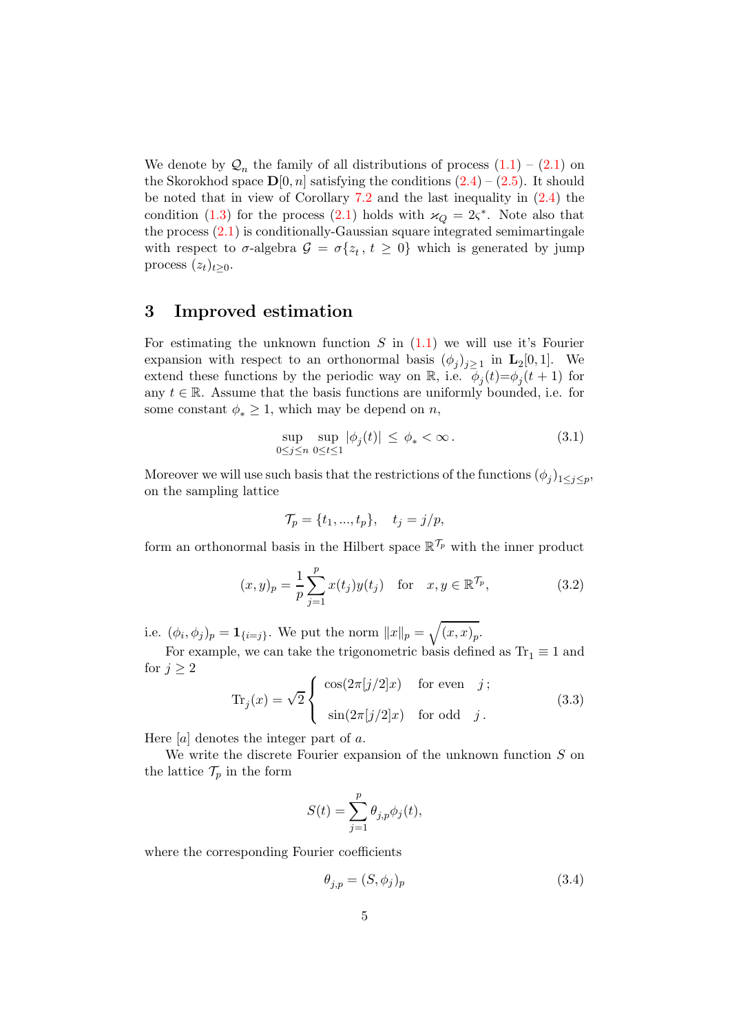We denote by $\mathcal{Q}_n$ the family of all distributions of process (1.1) – (2.1) on the Skorokhod space $\mathbf{D}[0,n]$ satisfying the conditions (2.4) – (2.5). It should be noted that in view of Corollary 7.2 and the last inequality in (2.4) the condition (1.3) for the process (2.1) holds with $\varkappa_Q = 2\varsigma^*$. Note also that the process (2.1) is conditionally-Gaussian square integrated semimartingale with respect to $\sigma$-algebra $\mathcal{G} = \sigma\{z_t\,,\,t \geq 0\}$ which is generated by jump process $(z_t)_{t\geq 0}$.

## 3 Improved estimation

For estimating the unknown function $S$ in (1.1) we will use it's Fourier expansion with respect to an orthonormal basis $(\phi_j)_{j\geq 1}$ in $\mathbf{L}_2[0,1]$. We extend these functions by the periodic way on $\mathbb{R}$, i.e. $\phi_j(t)=\phi_j(t+1)$ for any $t \in \mathbb{R}$. Assume that the basis functions are uniformly bounded, i.e. for some constant $\phi_* \geq 1$, which may be depend on $n$,

$$\sup_{0\leq j\leq n}\ \sup_{0\leq t\leq 1} |\phi_j(t)| \leq \phi_* < \infty\,. \tag{3.1}$$

Moreover we will use such basis that the restrictions of the functions $(\phi_j)_{1\leq j\leq p}$, on the sampling lattice

$$\mathcal{T}_p = \{t_1, ..., t_p\}, \quad t_j = j/p,$$

form an orthonormal basis in the Hilbert space $\mathbb{R}^{\mathcal{T}_p}$ with the inner product

$$(x,y)_p = \frac{1}{p}\sum_{j=1}^{p} x(t_j)y(t_j) \quad \text{for} \quad x,y \in \mathbb{R}^{\mathcal{T}_p}, \tag{3.2}$$

i.e. $(\phi_i,\phi_j)_p = \mathbf{1}_{\{i=j\}}$. We put the norm $\|x\|_p = \sqrt{(x,x)_p}$.

For example, we can take the trigonometric basis defined as $\mathrm{Tr}_1 \equiv 1$ and for $j \geq 2$

$$\mathrm{Tr}_j(x) = \sqrt{2}\begin{cases} \cos(2\pi[j/2]x) & \text{for even} \quad j\,; \\ \sin(2\pi[j/2]x) & \text{for odd} \quad j\,. \end{cases} \tag{3.3}$$

Here $[a]$ denotes the integer part of $a$.

We write the discrete Fourier expansion of the unknown function $S$ on the lattice $\mathcal{T}_p$ in the form

$$S(t) = \sum_{j=1}^{p} \theta_{j,p}\phi_j(t),$$

where the corresponding Fourier coefficients

$$\theta_{j,p} = (S,\phi_j)_p \tag{3.4}$$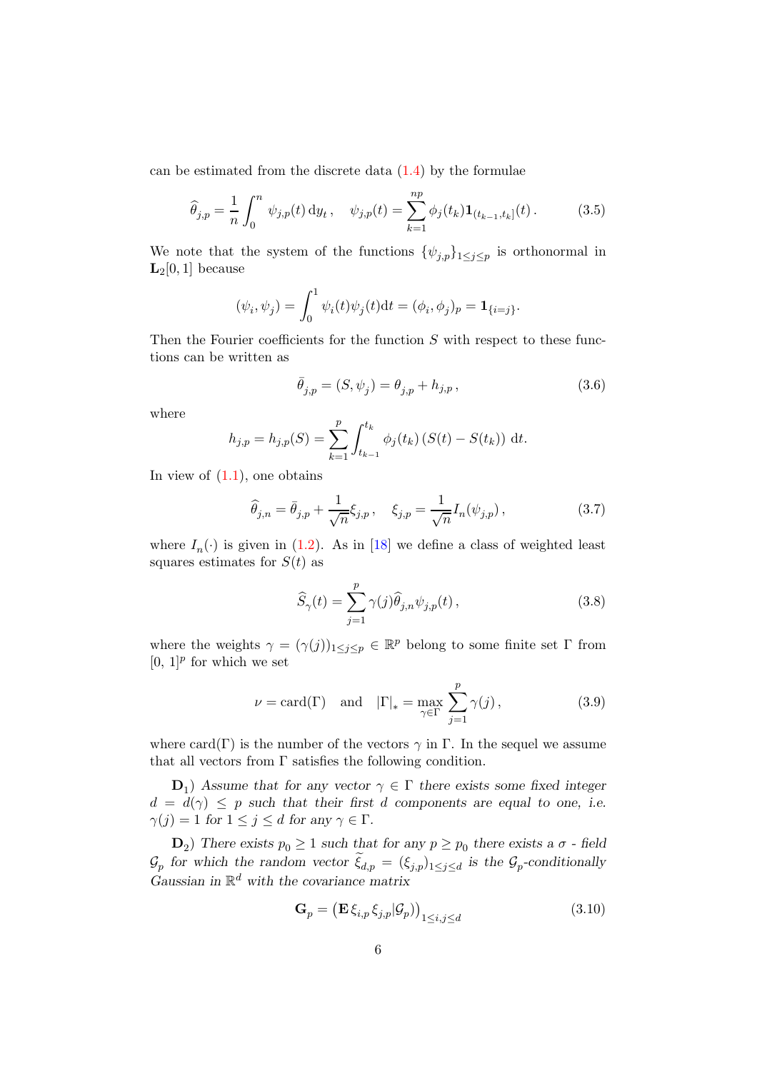can be estimated from the discrete data (1.4) by the formulae

$$\widehat{\theta}_{j,p} = \frac{1}{n}\int_0^n \psi_{j,p}(t)\,\mathrm{d}y_t\,, \quad \psi_{j,p}(t) = \sum_{k=1}^{np} \phi_j(t_k)\mathbf{1}_{(t_{k-1},t_k]}(t)\,. \tag{3.5}$$

We note that the system of the functions $\{\psi_{j,p}\}_{1\le j\le p}$ is orthonormal in $\mathbf{L}_2[0,1]$ because

$$(\psi_i,\psi_j) = \int_0^1 \psi_i(t)\psi_j(t)\mathrm{d}t = (\phi_i,\phi_j)_p = \mathbf{1}_{\{i=j\}}.$$

Then the Fourier coefficients for the function $S$ with respect to these functions can be written as

$$\bar{\theta}_{j,p} = (S,\psi_j) = \theta_{j,p} + h_{j,p}\,, \tag{3.6}$$

where

$$h_{j,p} = h_{j,p}(S) = \sum_{k=1}^{p}\int_{t_{k-1}}^{t_k} \phi_j(t_k)\,(S(t) - S(t_k))\,\mathrm{d}t.$$

In view of (1.1), one obtains

$$\widehat{\theta}_{j,n} = \bar{\theta}_{j,p} + \frac{1}{\sqrt{n}}\xi_{j,p}\,, \quad \xi_{j,p} = \frac{1}{\sqrt{n}} I_n(\psi_{j,p})\,, \tag{3.7}$$

where $I_n(\cdot)$ is given in (1.2). As in [18] we define a class of weighted least squares estimates for $S(t)$ as

$$\widehat{S}_\gamma(t) = \sum_{j=1}^{p}\gamma(j)\widehat{\theta}_{j,n}\psi_{j,p}(t)\,, \tag{3.8}$$

where the weights $\gamma = (\gamma(j))_{1\le j\le p} \in \mathbb{R}^p$ belong to some finite set $\Gamma$ from $[0,\,1]^p$ for which we set

$$\nu = \mathrm{card}(\Gamma) \quad \text{and} \quad |\Gamma|_* = \max_{\gamma\in\Gamma}\sum_{j=1}^{p}\gamma(j)\,, \tag{3.9}$$

where card$(\Gamma)$ is the number of the vectors $\gamma$ in $\Gamma$. In the sequel we assume that all vectors from $\Gamma$ satisfies the following condition.

$\mathbf{D}_1$) *Assume that for any vector $\gamma\in\Gamma$ there exists some fixed integer $d = d(\gamma) \le p$ such that their first $d$ components are equal to one, i.e. $\gamma(j) = 1$ for $1\le j\le d$ for any $\gamma\in\Gamma$.*

$\mathbf{D}_2$) *There exists $p_0 \ge 1$ such that for any $p\ge p_0$ there exists a $\sigma$ - field $\mathcal{G}_p$ for which the random vector $\widetilde{\xi}_{d,p} = (\xi_{j,p})_{1\le j\le d}$ is the $\mathcal{G}_p$-conditionally Gaussian in $\mathbb{R}^d$ with the covariance matrix*

$$\mathbf{G}_p = \left(\mathbf{E}\,\xi_{i,p}\,\xi_{j,p}|\mathcal{G}_p)\right)_{1\le i,j\le d} \tag{3.10}$$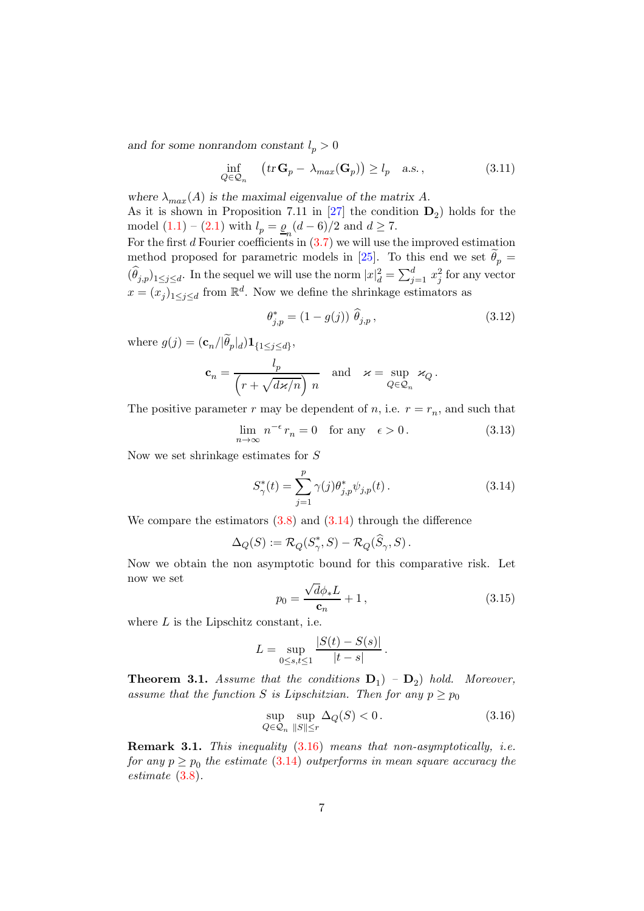*and for some nonrandom constant $l_p > 0$*

$$\inf_{Q\in\mathcal{Q}_n} \left( tr\, \mathbf{G}_p - \lambda_{max}(\mathbf{G}_p) \right) \ge l_p \quad \text{a.s.}\,, \tag{3.11}$$

*where $\lambda_{max}(A)$ is the maximal eigenvalue of the matrix $A$.*

As it is shown in Proposition 7.11 in [27] the condition $\mathbf{D}_2$) holds for the model (1.1) – (2.1) with $l_p = \underline{\varrho}_n (d-6)/2$ and $d \ge 7$.

For the first $d$ Fourier coefficients in (3.7) we will use the improved estimation method proposed for parametric models in [25]. To this end we set $\widetilde{\theta}_p = (\widehat{\theta}_{j,p})_{1\le j\le d}$. In the sequel we will use the norm $|x|_d^2 = \sum_{j=1}^d x_j^2$ for any vector $x = (x_j)_{1\le j\le d}$ from $\mathbb{R}^d$. Now we define the shrinkage estimators as

$$\theta^*_{j,p} = (1 - g(j))\, \widehat{\theta}_{j,p}\,, \tag{3.12}$$

where $g(j) = (\mathbf{c}_n / |\widetilde{\theta}_p|_d) \mathbf{1}_{\{1\le j\le d\}}$,

$$\mathbf{c}_n = \frac{l_p}{\left(r + \sqrt{d\varkappa/n}\right)\, n} \quad \text{and} \quad \varkappa = \sup_{Q\in\mathcal{Q}_n} \varkappa_Q\,.$$

The positive parameter $r$ may be dependent of $n$, i.e. $r = r_n$, and such that

$$\lim_{n\to\infty} n^{-\epsilon}\, r_n = 0 \quad \text{for any} \quad \epsilon > 0\,. \tag{3.13}$$

Now we set shrinkage estimates for $S$

$$S^*_\gamma(t) = \sum_{j=1}^p \gamma(j) \theta^*_{j,p} \psi_{j,p}(t)\,. \tag{3.14}$$

We compare the estimators (3.8) and (3.14) through the difference

$$\Delta_Q(S) := \mathcal{R}_Q(S^*_\gamma, S) - \mathcal{R}_Q(\widehat{S}_\gamma, S)\,.$$

Now we obtain the non asymptotic bound for this comparative risk. Let now we set

$$p_0 = \frac{\sqrt{d}\phi_* L}{\mathbf{c}_n} + 1\,, \tag{3.15}$$

where $L$ is the Lipschitz constant, i.e.

$$L = \sup_{0\le s,t\le 1} \frac{|S(t) - S(s)|}{|t-s|}\,.$$

**Theorem 3.1.** *Assume that the conditions $\mathbf{D}_1$) – $\mathbf{D}_2$) hold. Moreover, assume that the function $S$ is Lipschitzian. Then for any $p \ge p_0$*

$$\sup_{Q\in\mathcal{Q}_n} \sup_{\|S\|\le r} \Delta_Q(S) < 0\,. \tag{3.16}$$

**Remark 3.1.** *This inequality (3.16) means that non-asymptotically, i.e. for any $p \ge p_0$ the estimate (3.14) outperforms in mean square accuracy the estimate (3.8).*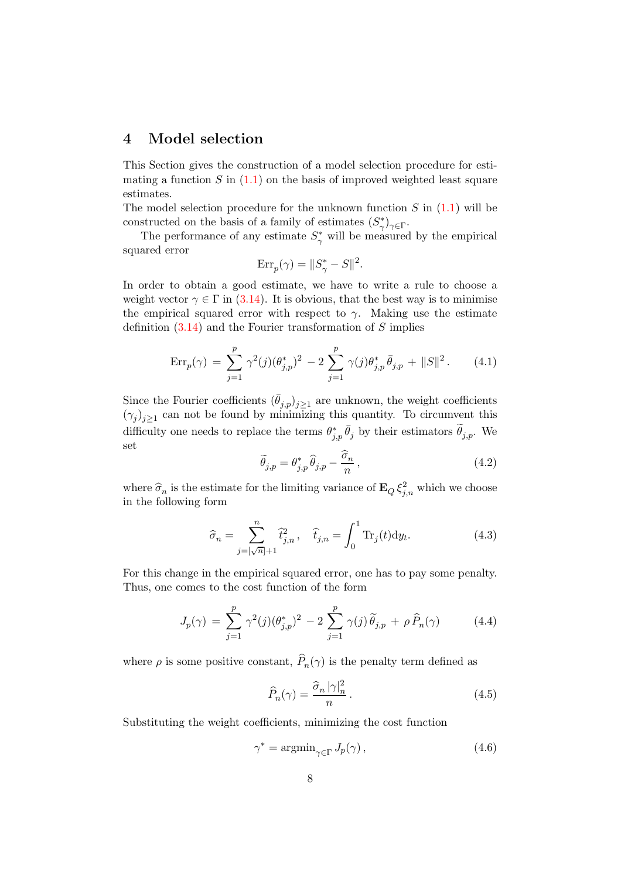## 4 Model selection

This Section gives the construction of a model selection procedure for estimating a function $S$ in (1.1) on the basis of improved weighted least square estimates.
The model selection procedure for the unknown function $S$ in (1.1) will be constructed on the basis of a family of estimates $(S^*_\gamma)_{\gamma\in\Gamma}$.

The performance of any estimate $S^*_\gamma$ will be measured by the empirical squared error

$$\mathrm{Err}_p(\gamma) = \|S^*_\gamma - S\|^2.$$

In order to obtain a good estimate, we have to write a rule to choose a weight vector $\gamma \in \Gamma$ in (3.14). It is obvious, that the best way is to minimise the empirical squared error with respect to $\gamma$. Making use the estimate definition (3.14) and the Fourier transformation of $S$ implies

$$\mathrm{Err}_p(\gamma) = \sum_{j=1}^{p} \gamma^2(j)(\theta^*_{j,p})^2 - 2\sum_{j=1}^{p} \gamma(j)\theta^*_{j,p}\,\bar{\theta}_{j,p} + \|S\|^2. \tag{4.1}$$

Since the Fourier coefficients $(\bar{\theta}_{j,p})_{j\ge 1}$ are unknown, the weight coefficients $(\gamma_j)_{j\ge1}$ can not be found by minimizing this quantity. To circumvent this difficulty one needs to replace the terms $\theta^*_{j,p}\,\bar{\theta}_j$ by their estimators $\widetilde{\theta}_{j,p}$. We set

$$\widetilde{\theta}_{j,p} = \theta^*_{j,p}\,\widehat{\theta}_{j,p} - \frac{\widehat{\sigma}_n}{n}, \tag{4.2}$$

where $\widehat{\sigma}_n$ is the estimate for the limiting variance of $\mathbf{E}_Q\,\xi^2_{j,n}$ which we choose in the following form

$$\widehat{\sigma}_n = \sum_{j=[\sqrt{n}]+1}^{n} \widehat{t}^{\,2}_{j,n}, \quad \widehat{t}_{j,n} = \int_0^1 \mathrm{Tr}_j(t)\mathrm{d}y_t. \tag{4.3}$$

For this change in the empirical squared error, one has to pay some penalty. Thus, one comes to the cost function of the form

$$J_p(\gamma) = \sum_{j=1}^{p} \gamma^2(j)(\theta^*_{j,p})^2 - 2\sum_{j=1}^{p} \gamma(j)\,\widetilde{\theta}_{j,p} + \rho\,\widehat{P}_n(\gamma) \tag{4.4}$$

where $\rho$ is some positive constant, $\widehat{P}_n(\gamma)$ is the penalty term defined as

$$\widehat{P}_n(\gamma) = \frac{\widehat{\sigma}_n\,|\gamma|^2_n}{n}. \tag{4.5}$$

Substituting the weight coefficients, minimizing the cost function

$$\gamma^* = \mathrm{argmin}_{\gamma\in\Gamma}\, J_p(\gamma), \tag{4.6}$$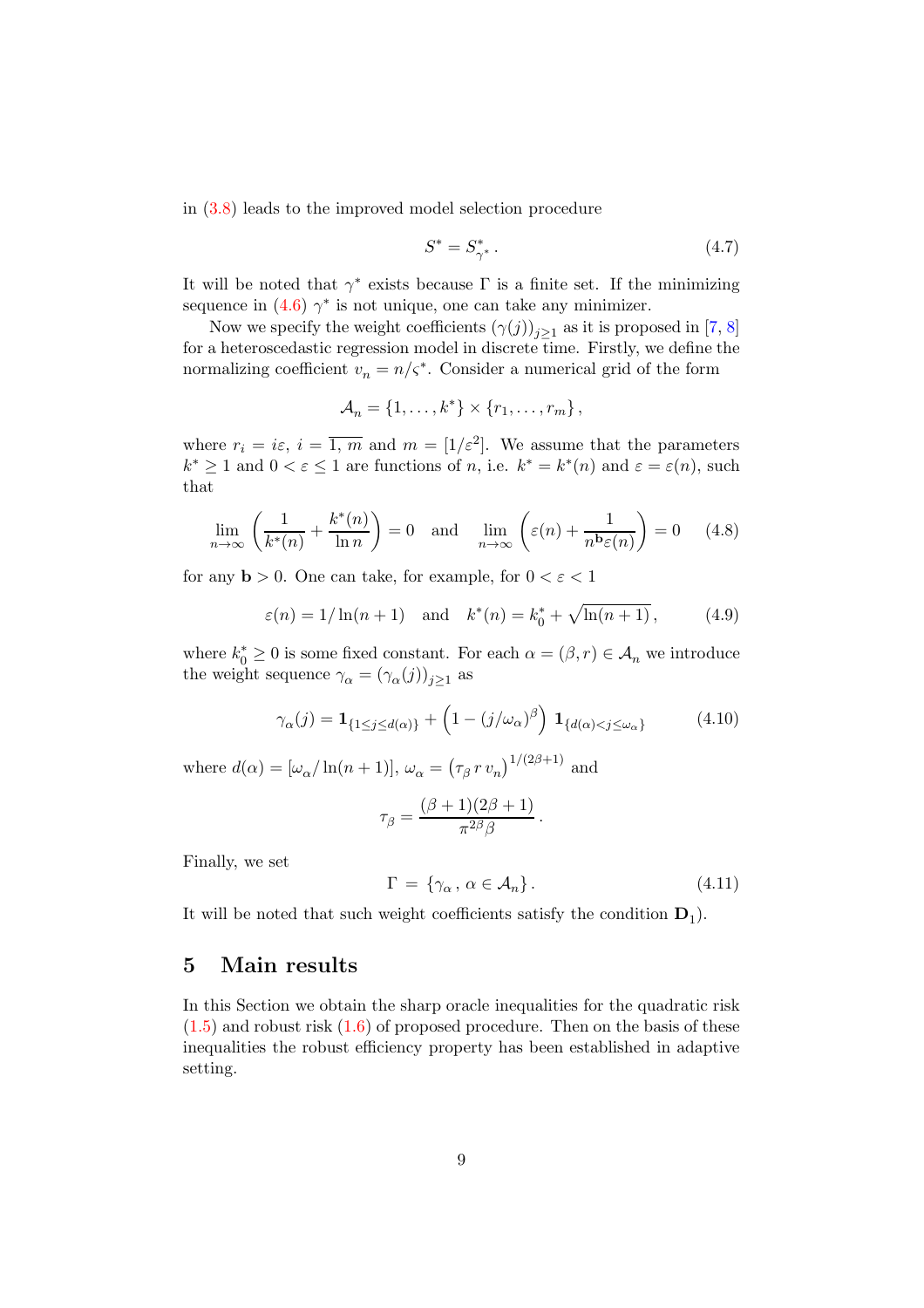in (3.8) leads to the improved model selection procedure

$$S^* = S^*_{\gamma^*} . \tag{4.7}$$

It will be noted that $\gamma^*$ exists because $\Gamma$ is a finite set. If the minimizing sequence in (4.6) $\gamma^*$ is not unique, one can take any minimizer.

Now we specify the weight coefficients $(\gamma(j))_{j\ge 1}$ as it is proposed in [7, 8] for a heteroscedastic regression model in discrete time. Firstly, we define the normalizing coefficient $v_n = n/\varsigma^*$. Consider a numerical grid of the form

$$\mathcal{A}_n = \{1, \ldots, k^*\} \times \{r_1, \ldots, r_m\} ,$$

where $r_i = i\varepsilon$, $i = \overline{1, m}$ and $m = [1/\varepsilon^2]$. We assume that the parameters $k^* \ge 1$ and $0 < \varepsilon \le 1$ are functions of $n$, i.e. $k^* = k^*(n)$ and $\varepsilon = \varepsilon(n)$, such that

$$\lim_{n\to\infty} \left( \frac{1}{k^*(n)} + \frac{k^*(n)}{\ln n} \right) = 0 \quad \text{and} \quad \lim_{n\to\infty} \left( \varepsilon(n) + \frac{1}{n^{\mathbf{b}} \varepsilon(n)} \right) = 0 \tag{4.8}$$

for any $\mathbf{b} > 0$. One can take, for example, for $0 < \varepsilon < 1$

$$\varepsilon(n) = 1/\ln(n+1) \quad \text{and} \quad k^*(n) = k^*_0 + \sqrt{\ln(n+1)} , \tag{4.9}$$

where $k^*_0 \ge 0$ is some fixed constant. For each $\alpha = (\beta, r) \in \mathcal{A}_n$ we introduce the weight sequence $\gamma_\alpha = (\gamma_\alpha(j))_{j\ge 1}$ as

$$\gamma_\alpha(j) = \mathbf{1}_{\{1\le j\le d(\alpha)\}} + \left(1 - (j/\omega_\alpha)^\beta\right) \mathbf{1}_{\{d(\alpha)<j\le \omega_\alpha\}} \tag{4.10}$$

where $d(\alpha) = [\omega_\alpha/\ln(n+1)]$, $\omega_\alpha = \left(\tau_\beta \, r \, v_n\right)^{1/(2\beta+1)}$ and

$$\tau_\beta = \frac{(\beta+1)(2\beta+1)}{\pi^{2\beta}\beta} .$$

Finally, we set

$$\Gamma \,=\, \{\gamma_\alpha \,,\, \alpha \in \mathcal{A}_n\} . \tag{4.11}$$

It will be noted that such weight coefficients satisfy the condition $\mathbf{D}_1$).

## 5 Main results

In this Section we obtain the sharp oracle inequalities for the quadratic risk (1.5) and robust risk (1.6) of proposed procedure. Then on the basis of these inequalities the robust efficiency property has been established in adaptive setting.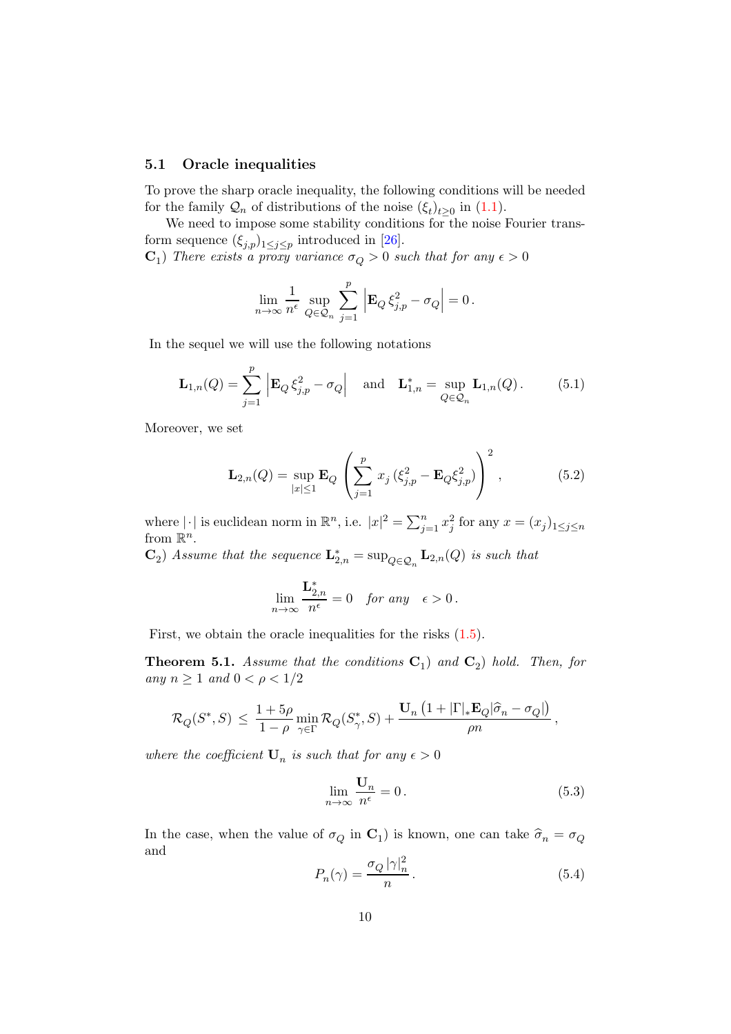### 5.1 Oracle inequalities

To prove the sharp oracle inequality, the following conditions will be needed for the family $\mathcal{Q}_n$ of distributions of the noise $(\xi_t)_{t\geq 0}$ in (1.1).

We need to impose some stability conditions for the noise Fourier transform sequence $(\xi_{j,p})_{1\leq j\leq p}$ introduced in [26].

$\mathbf{C}_1$) *There exists a proxy variance $\sigma_Q > 0$ such that for any $\epsilon > 0$*

$$\lim_{n\to\infty} \frac{1}{n^{\epsilon}} \sup_{Q\in\mathcal{Q}_n} \sum_{j=1}^{p} \left| \mathbf{E}_Q\, \xi^2_{j,p} - \sigma_Q \right| = 0\,.$$

In the sequel we will use the following notations

$$\mathbf{L}_{1,n}(Q) = \sum_{j=1}^{p} \left| \mathbf{E}_Q\, \xi^2_{j,p} - \sigma_Q \right| \quad \text{and} \quad \mathbf{L}^*_{1,n} = \sup_{Q\in\mathcal{Q}_n} \mathbf{L}_{1,n}(Q)\,. \tag{5.1}$$

Moreover, we set

$$\mathbf{L}_{2,n}(Q) = \sup_{|x|\leq 1} \mathbf{E}_Q \left( \sum_{j=1}^{p} x_j\, (\xi^2_{j,p} - \mathbf{E}_Q \xi^2_{j,p}) \right)^2\,, \tag{5.2}$$

where $|\cdot|$ is euclidean norm in $\mathbb{R}^n$, i.e. $|x|^2 = \sum_{j=1}^n x_j^2$ for any $x = (x_j)_{1\leq j\leq n}$ from $\mathbb{R}^n$.

$\mathbf{C}_2$) *Assume that the sequence $\mathbf{L}^*_{2,n} = \sup_{Q\in\mathcal{Q}_n} \mathbf{L}_{2,n}(Q)$ is such that*

$$\lim_{n\to\infty} \frac{\mathbf{L}^*_{2,n}}{n^{\epsilon}} = 0 \quad \textit{for any} \quad \epsilon > 0\,.$$

First, we obtain the oracle inequalities for the risks (1.5).

**Theorem 5.1.** *Assume that the conditions $\mathbf{C}_1$) and $\mathbf{C}_2$) hold. Then, for any $n \geq 1$ and $0 < \rho < 1/2$*

$$\mathcal{R}_Q(S^*, S) \,\leq\, \frac{1+5\rho}{1-\rho} \min_{\gamma\in\Gamma} \mathcal{R}_Q(S^*_\gamma, S) + \frac{\mathbf{U}_n \left(1 + |\Gamma|_* \mathbf{E}_Q |\widehat{\sigma}_n - \sigma_Q|\right)}{\rho n}\,,$$

*where the coefficient $\mathbf{U}_n$ is such that for any $\epsilon > 0$*

$$\lim_{n\to\infty} \frac{\mathbf{U}_n}{n^{\epsilon}} = 0\,. \tag{5.3}$$

In the case, when the value of $\sigma_Q$ in $\mathbf{C}_1$) is known, one can take $\widehat{\sigma}_n = \sigma_Q$ and

$$P_n(\gamma) = \frac{\sigma_Q\, |\gamma|^2_n}{n}\,. \tag{5.4}$$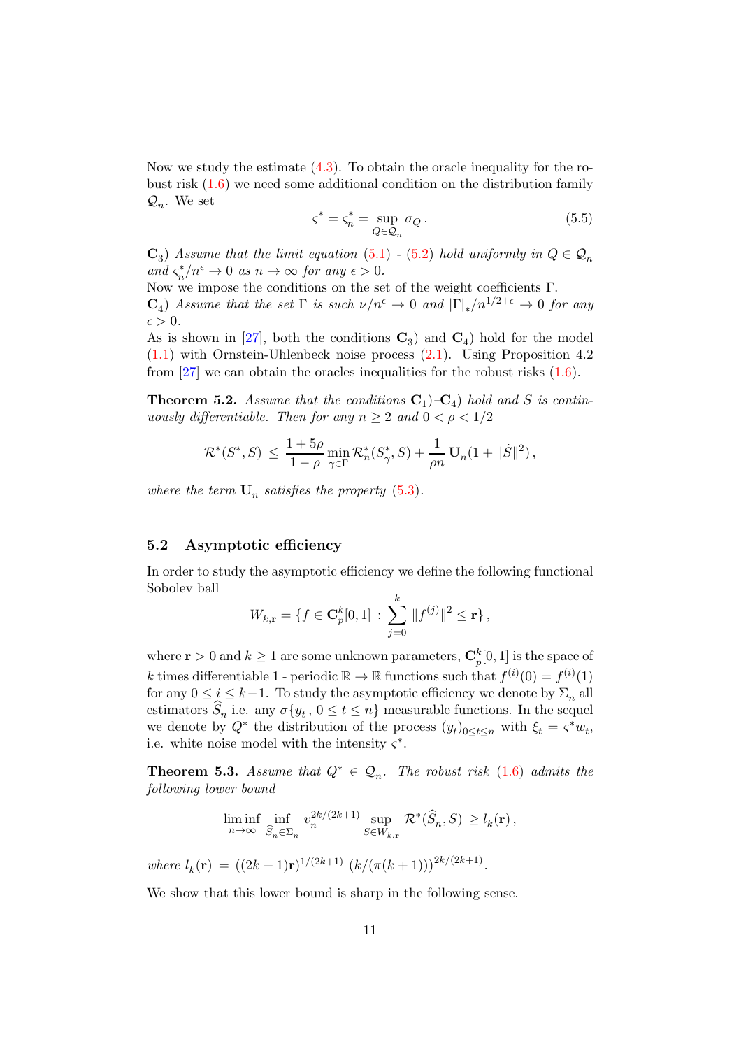Now we study the estimate (4.3). To obtain the oracle inequality for the robust risk (1.6) we need some additional condition on the distribution family $\mathcal{Q}_n$. We set

$$\varsigma^* = \varsigma^*_n = \sup_{Q\in\mathcal{Q}_n} \sigma_Q \,. \tag{5.5}$$

$\mathbf{C}_3$) *Assume that the limit equation (5.1) - (5.2) hold uniformly in $Q \in \mathcal{Q}_n$ and $\varsigma^*_n/n^{\epsilon} \to 0$ as $n \to \infty$ for any $\epsilon > 0$.*

Now we impose the conditions on the set of the weight coefficients $\Gamma$.

$\mathbf{C}_4$) *Assume that the set $\Gamma$ is such $\nu/n^{\epsilon} \to 0$ and $|\Gamma|_*/n^{1/2+\epsilon} \to 0$ for any $\epsilon > 0$.*

As is shown in [27], both the conditions $\mathbf{C}_3$) and $\mathbf{C}_4$) hold for the model (1.1) with Ornstein-Uhlenbeck noise process (2.1). Using Proposition 4.2 from [27] we can obtain the oracles inequalities for the robust risks (1.6).

**Theorem 5.2.** *Assume that the conditions $\mathbf{C}_1$)–$\mathbf{C}_4$) hold and $S$ is continuously differentiable. Then for any $n \geq 2$ and $0 < \rho < 1/2$*

$$\mathcal{R}^*(S^*, S) \,\leq\, \frac{1+5\rho}{1-\rho}\min_{\gamma\in\Gamma}\mathcal{R}^*_n(S^*_\gamma, S) + \frac{1}{\rho n}\,\mathbf{U}_n(1 + \|\dot{S}\|^2)\,,$$

*where the term $\mathbf{U}_n$ satisfies the property (5.3).*

## 5.2 Asymptotic efficiency

In order to study the asymptotic efficiency we define the following functional Sobolev ball

$$W_{k,\mathbf{r}} = \{f \in \mathbf{C}^k_p[0,1] \,:\, \sum_{j=0}^{k} \|f^{(j)}\|^2 \leq \mathbf{r}\}\,,$$

where $\mathbf{r} > 0$ and $k \geq 1$ are some unknown parameters, $\mathbf{C}^k_p[0,1]$ is the space of $k$ times differentiable 1 - periodic $\mathbb{R} \to \mathbb{R}$ functions such that $f^{(i)}(0) = f^{(i)}(1)$ for any $0 \leq i \leq k-1$. To study the asymptotic efficiency we denote by $\Sigma_n$ all estimators $\widehat{S}_n$ i.e. any $\sigma\{y_t\,,\,0 \leq t \leq n\}$ measurable functions. In the sequel we denote by $Q^*$ the distribution of the process $(y_t)_{0\leq t\leq n}$ with $\xi_t = \varsigma^* w_t$, i.e. white noise model with the intensity $\varsigma^*$.

**Theorem 5.3.** *Assume that $Q^* \in \mathcal{Q}_n$. The robust risk (1.6) admits the following lower bound*

$$\liminf_{n\to\infty}\, \inf_{\widehat{S}_n\in\Sigma_n}\, v_n^{2k/(2k+1)}\, \sup_{S\in W_{k,\mathbf{r}}}\, \mathcal{R}^*(\widehat{S}_n, S) \,\geq\, l_k(\mathbf{r})\,,$$

*where $l_k(\mathbf{r}) \,=\, ((2k+1)\mathbf{r})^{1/(2k+1)}\, (k/(\pi(k+1)))^{2k/(2k+1)}$.*

We show that this lower bound is sharp in the following sense.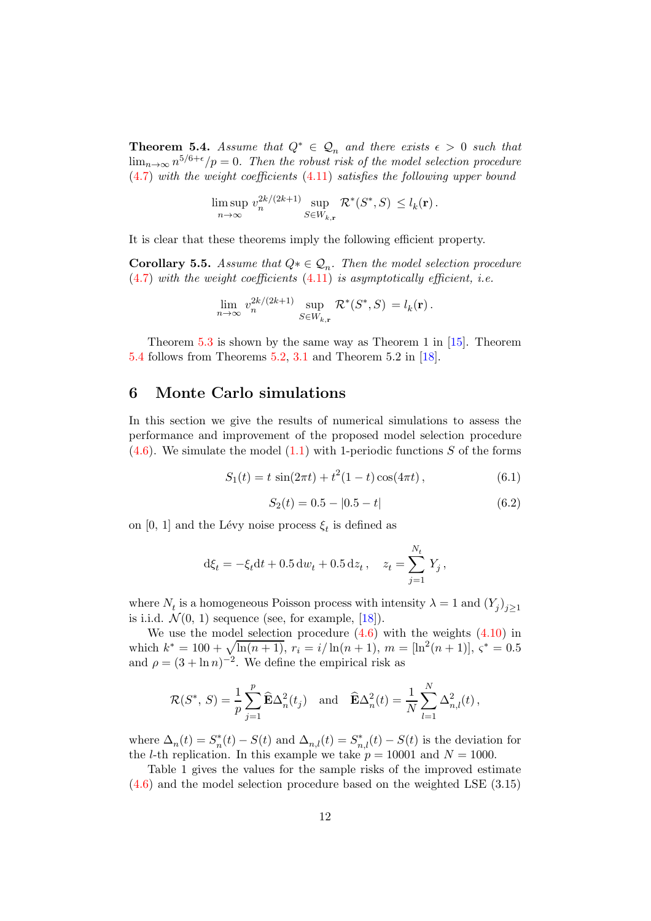**Theorem 5.4.** *Assume that $Q^* \in \mathcal{Q}_n$ and there exists $\epsilon > 0$ such that $\lim_{n\to\infty} n^{5/6+\epsilon}/p = 0$. Then the robust risk of the model selection procedure (4.7) with the weight coefficients (4.11) satisfies the following upper bound*

$$\limsup_{n\to\infty} v_n^{2k/(2k+1)} \sup_{S\in W_{k,\mathbf{r}}} \mathcal{R}^*(S^*, S) \le l_k(\mathbf{r})\,.$$

It is clear that these theorems imply the following efficient property.

**Corollary 5.5.** *Assume that $Q* \in \mathcal{Q}_n$. Then the model selection procedure (4.7) with the weight coefficients (4.11) is asymptotically efficient, i.e.*

$$\lim_{n\to\infty} v_n^{2k/(2k+1)} \sup_{S\in W_{k,\mathbf{r}}} \mathcal{R}^*(S^*, S) = l_k(\mathbf{r})\,.$$

Theorem 5.3 is shown by the same way as Theorem 1 in [15]. Theorem 5.4 follows from Theorems 5.2, 3.1 and Theorem 5.2 in [18].

## 6 Monte Carlo simulations

In this section we give the results of numerical simulations to assess the performance and improvement of the proposed model selection procedure (4.6). We simulate the model (1.1) with 1-periodic functions $S$ of the forms

$$S_1(t) = t\,\sin(2\pi t) + t^2(1-t)\cos(4\pi t)\,, \tag{6.1}$$

$$S_2(t) = 0.5 - |0.5 - t| \tag{6.2}$$

on $[0,\,1]$ and the Lévy noise process $\xi_t$ is defined as

$$\mathrm{d}\xi_t = -\xi_t \mathrm{d}t + 0.5\,\mathrm{d}w_t + 0.5\,\mathrm{d}z_t\,, \quad z_t = \sum_{j=1}^{N_t} Y_j\,,$$

where $N_t$ is a homogeneous Poisson process with intensity $\lambda = 1$ and $(Y_j)_{j\ge1}$ is i.i.d. $\mathcal{N}(0,\,1)$ sequence (see, for example, [18]).

We use the model selection procedure (4.6) with the weights (4.10) in which $k^* = 100 + \sqrt{\ln(n+1)}$, $r_i = i/\ln(n+1)$, $m = [\ln^2(n+1)]$, $\varsigma^* = 0.5$ and $\rho = (3+\ln n)^{-2}$. We define the empirical risk as

$$\mathcal{R}(S^*,\,S) = \frac{1}{p}\sum_{j=1}^{p} \widehat{\mathbf{E}}\Delta_n^2(t_j) \quad \text{and} \quad \widehat{\mathbf{E}}\Delta_n^2(t) = \frac{1}{N}\sum_{l=1}^{N}\Delta_{n,l}^2(t)\,,$$

where $\Delta_n(t) = S_n^*(t) - S(t)$ and $\Delta_{n,l}(t) = S_{n,l}^*(t) - S(t)$ is the deviation for the $l$-th replication. In this example we take $p = 10001$ and $N = 1000$.

Table 1 gives the values for the sample risks of the improved estimate (4.6) and the model selection procedure based on the weighted LSE (3.15)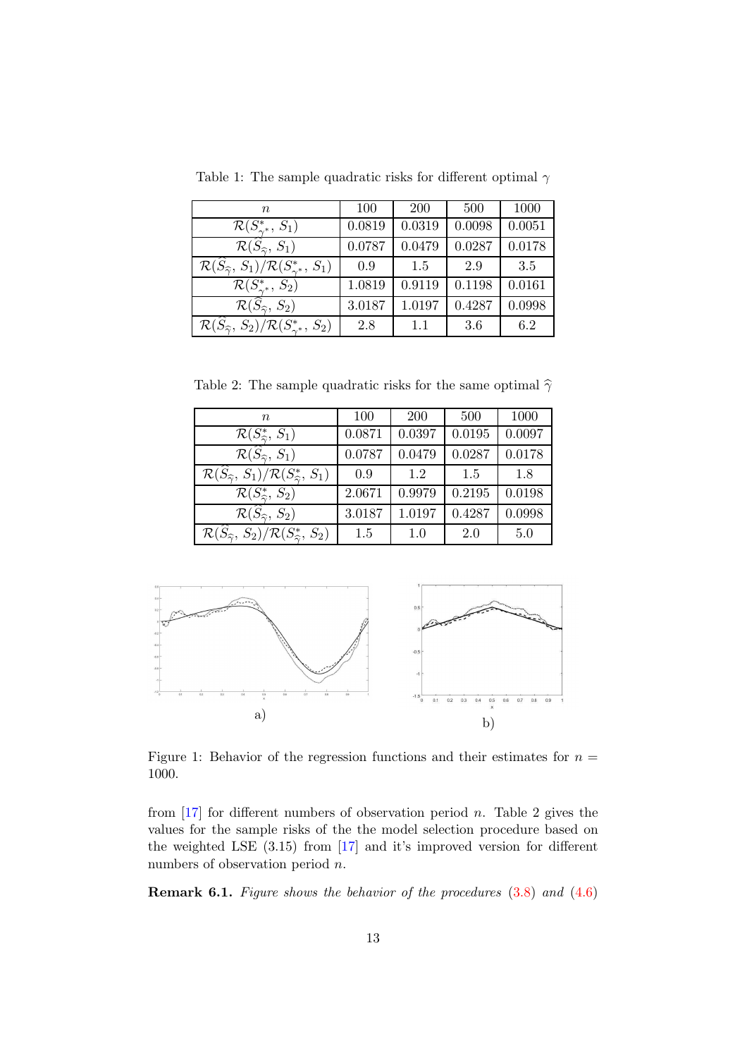Table 1: The sample quadratic risks for different optimal $\gamma$

| $n$ | 100 | 200 | 500 | 1000 |
|---|---|---|---|---|
| $\mathcal{R}(S^*_{\gamma^*}, S_1)$ | 0.0819 | 0.0319 | 0.0098 | 0.0051 |
| $\mathcal{R}(\widehat{S}_{\widehat{\gamma}}, S_1)$ | 0.0787 | 0.0479 | 0.0287 | 0.0178 |
| $\mathcal{R}(\widehat{S}_{\widehat{\gamma}}, S_1)/\mathcal{R}(S^*_{\gamma^*}, S_1)$ | 0.9 | 1.5 | 2.9 | 3.5 |
| $\mathcal{R}(S^*_{\gamma^*}, S_2)$ | 1.0819 | 0.9119 | 0.1198 | 0.0161 |
| $\mathcal{R}(\widehat{S}_{\widehat{\gamma}}, S_2)$ | 3.0187 | 1.0197 | 0.4287 | 0.0998 |
| $\mathcal{R}(\widehat{S}_{\widehat{\gamma}}, S_2)/\mathcal{R}(S^*_{\gamma^*}, S_2)$ | 2.8 | 1.1 | 3.6 | 6.2 |

Table 2: The sample quadratic risks for the same optimal $\widehat{\gamma}$

| $n$ | 100 | 200 | 500 | 1000 |
|---|---|---|---|---|
| $\mathcal{R}(S^*_{\widehat{\gamma}}, S_1)$ | 0.0871 | 0.0397 | 0.0195 | 0.0097 |
| $\mathcal{R}(\widehat{S}_{\widehat{\gamma}}, S_1)$ | 0.0787 | 0.0479 | 0.0287 | 0.0178 |
| $\mathcal{R}(\widehat{S}_{\widehat{\gamma}}, S_1)/\mathcal{R}(S^*_{\widehat{\gamma}}, S_1)$ | 0.9 | 1.2 | 1.5 | 1.8 |
| $\mathcal{R}(S^*_{\widehat{\gamma}}, S_2)$ | 2.0671 | 0.9979 | 0.2195 | 0.0198 |
| $\mathcal{R}(\widehat{S}_{\widehat{\gamma}}, S_2)$ | 3.0187 | 1.0197 | 0.4287 | 0.0998 |
| $\mathcal{R}(\widehat{S}_{\widehat{\gamma}}, S_2)/\mathcal{R}(S^*_{\widehat{\gamma}}, S_2)$ | 1.5 | 1.0 | 2.0 | 5.0 |

a) b)

Figure 1: Behavior of the regression functions and their estimates for $n = 1000$.

from [17] for different numbers of observation period $n$. Table 2 gives the values for the sample risks of the the model selection procedure based on the weighted LSE (3.15) from [17] and it's improved version for different numbers of observation period $n$.

**Remark 6.1.** *Figure shows the behavior of the procedures* (3.8) *and* (4.6)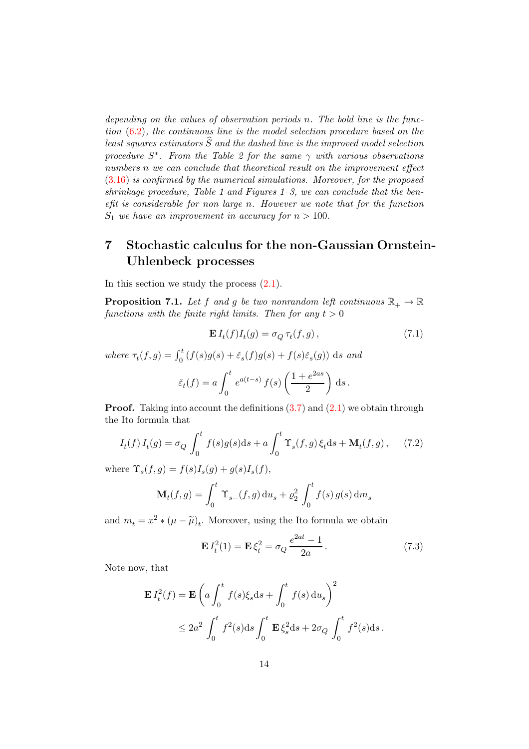*depending on the values of observation periods $n$. The bold line is the function (6.2), the continuous line is the model selection procedure based on the least squares estimators $\widehat{S}$ and the dashed line is the improved model selection procedure $S^*$. From the Table 2 for the same $\gamma$ with various observations numbers $n$ we can conclude that theoretical result on the improvement effect (3.16) is confirmed by the numerical simulations. Moreover, for the proposed shrinkage procedure, Table 1 and Figures 1–3, we can conclude that the benefit is considerable for non large $n$. However we note that for the function $S_1$ we have an improvement in accuracy for $n > 100$.*

# 7 Stochastic calculus for the non-Gaussian Ornstein-Uhlenbeck processes

In this section we study the process (2.1).

**Proposition 7.1.** *Let $f$ and $g$ be two nonrandom left continuous $\mathbb{R}_+ \to \mathbb{R}$ functions with the finite right limits. Then for any $t > 0$*

$$\mathbf{E}\, I_t(f) I_t(g) = \sigma_Q \, \tau_t(f,g) \,, \tag{7.1}$$

*where $\tau_t(f,g) = \int_0^t \left(f(s)g(s) + \check{\varepsilon}_s(f)g(s) + f(s)\check{\varepsilon}_s(g)\right) \mathrm{d}s$ and*

$$\check{\varepsilon}_t(f) = a \int_0^t e^{a(t-s)}\, f(s) \left(\frac{1+e^{2as}}{2}\right) \mathrm{d}s \,.$$

**Proof.** Taking into account the definitions (3.7) and (2.1) we obtain through the Ito formula that

$$I_t(f)\, I_t(g) = \sigma_Q \int_0^t f(s)g(s)\mathrm{d}s + a \int_0^t \Upsilon_s(f,g)\, \xi_t \mathrm{d}s + \mathbf{M}_t(f,g) \,, \tag{7.2}$$

where $\Upsilon_s(f,g) = f(s)I_s(g) + g(s)I_s(f)$,

$$\mathbf{M}_t(f,g) = \int_0^t \Upsilon_{s-}(f,g)\, \mathrm{d}u_s + \varrho_2^2 \int_0^t f(s)\, g(s)\, \mathrm{d}m_s$$

and $m_t = x^2 * (\mu - \widetilde{\mu})_t$. Moreover, using the Ito formula we obtain

$$\mathbf{E}\, I_t^2(1) = \mathbf{E}\, \xi_t^2 = \sigma_Q \frac{e^{2at} - 1}{2a} \,. \tag{7.3}$$

Note now, that

$$\begin{aligned}
\mathbf{E}\, I_t^2(f) &= \mathbf{E}\left(a \int_0^t f(s)\xi_s \mathrm{d}s + \int_0^t f(s)\, \mathrm{d}u_s\right)^2 \\
&\le 2a^2 \int_0^t f^2(s)\mathrm{d}s \int_0^t \mathbf{E}\, \xi_s^2 \mathrm{d}s + 2\sigma_Q \int_0^t f^2(s)\mathrm{d}s \,.
\end{aligned}$$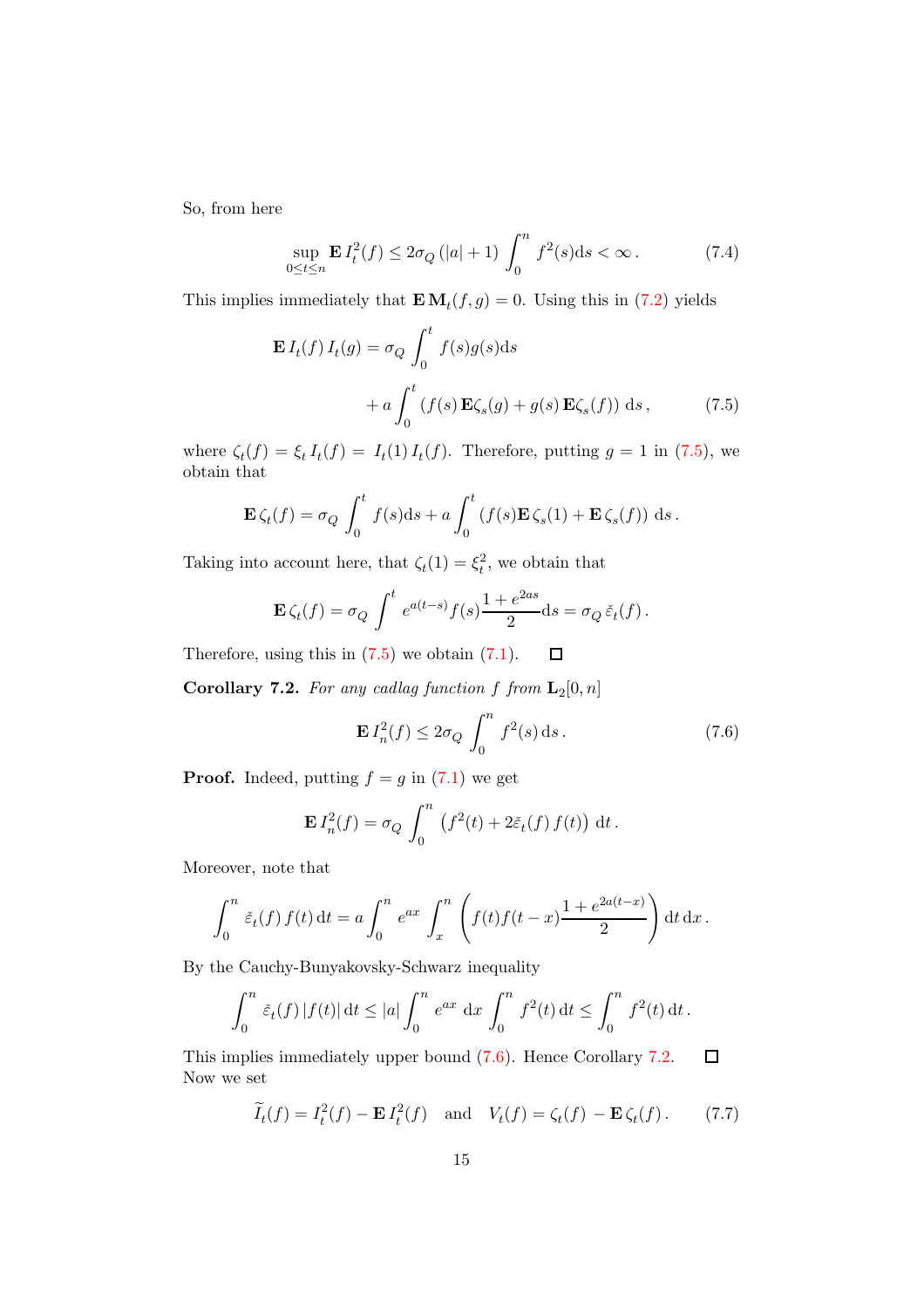So, from here

$$\sup_{0\le t\le n} \mathbf{E}\, I_t^2(f) \le 2\sigma_Q\,(|a|+1)\int_0^n f^2(s)\mathrm{d}s < \infty\,. \tag{7.4}$$

This implies immediately that $\mathbf{E}\,\mathbf{M}_t(f,g)=0$. Using this in (7.2) yields

$$\mathbf{E}\, I_t(f)\, I_t(g) = \sigma_Q \int_0^t f(s)g(s)\mathrm{d}s$$
$$+\, a\int_0^t \left(f(s)\,\mathbf{E}\zeta_s(g) + g(s)\,\mathbf{E}\zeta_s(f)\right)\,\mathrm{d}s\,, \tag{7.5}$$

where $\zeta_t(f) = \xi_t\, I_t(f) = I_t(1)\, I_t(f)$. Therefore, putting $g=1$ in (7.5), we obtain that

$$\mathbf{E}\,\zeta_t(f) = \sigma_Q \int_0^t f(s)\mathrm{d}s + a\int_0^t \left(f(s)\mathbf{E}\,\zeta_s(1) + \mathbf{E}\,\zeta_s(f)\right)\,\mathrm{d}s\,.$$

Taking into account here, that $\zeta_t(1)=\xi_t^2$, we obtain that

$$\mathbf{E}\,\zeta_t(f) = \sigma_Q \int^t e^{a(t-s)} f(s)\frac{1+e^{2as}}{2}\mathrm{d}s = \sigma_Q\, \check{\varepsilon}_t(f)\,.$$

Therefore, using this in (7.5) we obtain (7.1). $\square$

**Corollary 7.2.** *For any cadlag function $f$ from $\mathbf{L}_2[0,n]$*

$$\mathbf{E}\, I_n^2(f) \le 2\sigma_Q \int_0^n f^2(s)\,\mathrm{d}s\,. \tag{7.6}$$

**Proof.** Indeed, putting $f=g$ in (7.1) we get

$$\mathbf{E}\, I_n^2(f) = \sigma_Q \int_0^n \left(f^2(t) + 2\check{\varepsilon}_t(f)\, f(t)\right)\,\mathrm{d}t\,.$$

Moreover, note that

$$\int_0^n \check{\varepsilon}_t(f)\, f(t)\,\mathrm{d}t = a\int_0^n e^{ax}\int_x^n \left(f(t)f(t-x)\frac{1+e^{2a(t-x)}}{2}\right)\mathrm{d}t\,\mathrm{d}x\,.$$

By the Cauchy-Bunyakovsky-Schwarz inequality

$$\int_0^n \check{\varepsilon}_t(f)\,|f(t)|\,\mathrm{d}t \le |a|\int_0^n e^{ax}\,\mathrm{d}x \int_0^n f^2(t)\,\mathrm{d}t \le \int_0^n f^2(t)\,\mathrm{d}t\,.$$

This implies immediately upper bound (7.6). Hence Corollary 7.2. $\square$

Now we set

$$\widetilde{I}_t(f) = I_t^2(f) - \mathbf{E}\, I_t^2(f) \quad \text{and} \quad V_t(f) = \zeta_t(f) - \mathbf{E}\,\zeta_t(f)\,. \tag{7.7}$$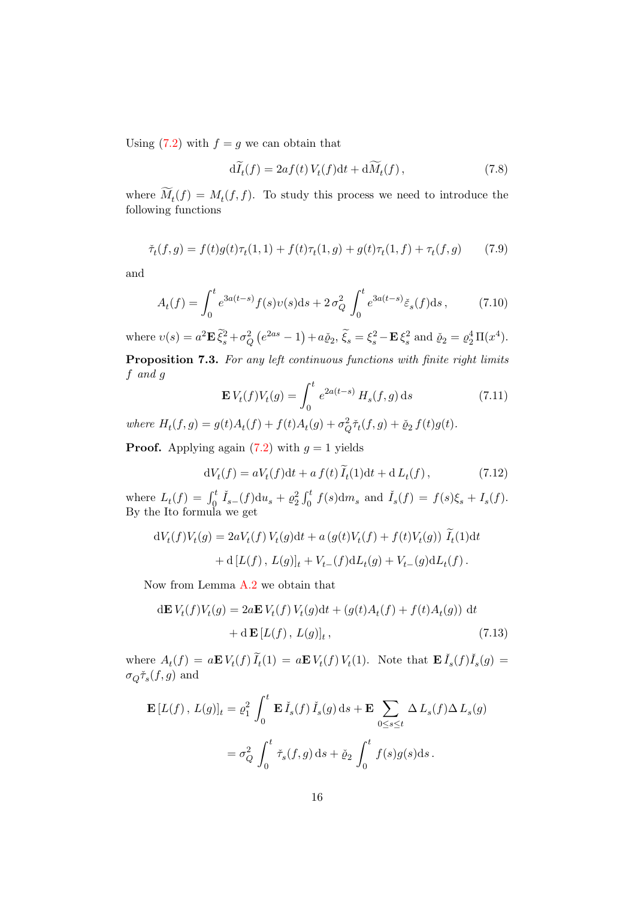Using (7.2) with $f = g$ we can obtain that

$$\mathrm{d}\widetilde{I}_t(f) = 2af(t)\,V_t(f)\mathrm{d}t + \mathrm{d}\widetilde{M}_t(f)\,, \tag{7.8}$$

where $\widetilde{M}_t(f) = M_t(f,f)$. To study this process we need to introduce the following functions

$$\check{\tau}_t(f,g) = f(t)g(t)\tau_t(1,1) + f(t)\tau_t(1,g) + g(t)\tau_t(1,f) + \tau_t(f,g) \tag{7.9}$$

and

$$A_t(f) = \int_0^t e^{3a(t-s)} f(s)\upsilon(s)\mathrm{d}s + 2\,\sigma_Q^2 \int_0^t e^{3a(t-s)} \check{\varepsilon}_s(f)\mathrm{d}s\,, \tag{7.10}$$

where $\upsilon(s) = a^2 \mathbf{E}\,\widetilde{\xi}_s^2 + \sigma_Q^2\left(e^{2as} - 1\right) + a\check{\varrho}_2$, $\widetilde{\xi}_s = \xi_s^2 - \mathbf{E}\,\xi_s^2$ and $\check{\varrho}_2 = \varrho_2^4\,\Pi(x^4)$.

**Proposition 7.3.** *For any left continuous functions with finite right limits $f$ and $g$*

$$\mathbf{E}\,V_t(f)V_t(g) = \int_0^t e^{2a(t-s)}\,H_s(f,g)\,\mathrm{d}s \tag{7.11}$$

*where* $H_t(f,g) = g(t)A_t(f) + f(t)A_t(g) + \sigma_Q^2\check{\tau}_t(f,g) + \check{\varrho}_2\,f(t)g(t)$.

**Proof.** Applying again (7.2) with $g = 1$ yields

$$\mathrm{d}V_t(f) = aV_t(f)\mathrm{d}t + a\,f(t)\,\widetilde{I}_t(1)\mathrm{d}t + \mathrm{d}\,L_t(f)\,, \tag{7.12}$$

where $L_t(f) = \int_0^t \check{I}_{s-}(f)\mathrm{d}u_s + \varrho_2^2 \int_0^t f(s)\mathrm{d}m_s$ and $\check{I}_s(f) = f(s)\xi_s + I_s(f)$. By the Ito formula we get

$$\begin{aligned}
\mathrm{d}V_t(f)V_t(g) &= 2aV_t(f)\,V_t(g)\mathrm{d}t + a\left(g(t)V_t(f) + f(t)V_t(g)\right)\,\widetilde{I}_t(1)\mathrm{d}t \\
&\quad + \mathrm{d}\,[L(f)\,,\,L(g)]_t + V_{t-}(f)\mathrm{d}L_t(g) + V_{t-}(g)\mathrm{d}L_t(f)\,.
\end{aligned}$$

Now from Lemma A.2 we obtain that

$$\begin{aligned}
\mathrm{d}\mathbf{E}\,V_t(f)V_t(g) &= 2a\mathbf{E}\,V_t(f)\,V_t(g)\mathrm{d}t + \left(g(t)A_t(f) + f(t)A_t(g)\right)\,\mathrm{d}t \\
&\quad + \mathrm{d}\,\mathbf{E}\,[L(f)\,,\,L(g)]_t\,,
\end{aligned} \tag{7.13}$$

where $A_t(f) = a\mathbf{E}\,V_t(f)\,\widetilde{I}_t(1) = a\mathbf{E}\,V_t(f)\,V_t(1)$. Note that $\mathbf{E}\,\check{I}_s(f)\check{I}_s(g) = \sigma_Q\check{\tau}_s(f,g)$ and

$$\begin{aligned}
\mathbf{E}\,[L(f)\,,\,L(g)]_t &= \varrho_1^2 \int_0^t \mathbf{E}\,\check{I}_s(f)\,\check{I}_s(g)\,\mathrm{d}s + \mathbf{E}\sum_{0\le s\le t} \Delta\,L_s(f)\Delta\,L_s(g) \\
&= \sigma_Q^2 \int_0^t \check{\tau}_s(f,g)\,\mathrm{d}s + \check{\varrho}_2 \int_0^t f(s)g(s)\mathrm{d}s\,.
\end{aligned}$$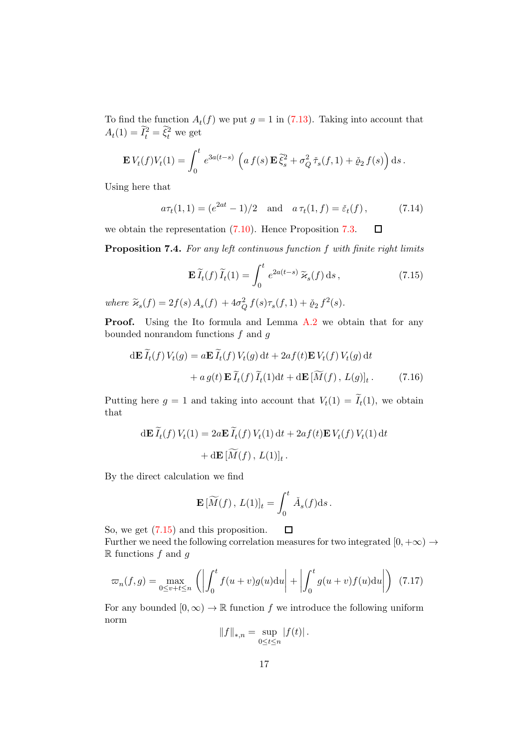To find the function $A_t(f)$ we put $g = 1$ in (7.13). Taking into account that $A_t(1) = \widetilde{I}_t^2 = \widetilde{\xi}_t^2$ we get

$$\mathbf{E}\, V_t(f) V_t(1) = \int_0^t e^{3a(t-s)} \left( a\, f(s)\, \mathbf{E}\, \widetilde{\xi}_s^2 + \sigma_Q^2\, \check{\tau}_s(f,1) + \check{\varrho}_2\, f(s) \right) \mathrm{d}s\,.$$

Using here that

$$a\tau_t(1,1) = (e^{2at} - 1)/2 \quad \text{and} \quad a\,\tau_t(1,f) = \check{\varepsilon}_t(f)\,, \tag{7.14}$$

we obtain the representation (7.10). Hence Proposition 7.3. $\square$

**Proposition 7.4.** *For any left continuous function $f$ with finite right limits*

$$\mathbf{E}\, \widetilde{I}_t(f)\, \widetilde{I}_t(1) = \int_0^t e^{2a(t-s)}\, \widetilde{\varkappa}_s(f)\, \mathrm{d}s\,, \tag{7.15}$$

*where $\widetilde{\varkappa}_s(f) = 2 f(s)\, A_s(f) + 4\sigma_Q^2\, f(s) \tau_s(f,1) + \check{\varrho}_2\, f^2(s)$.*

**Proof.** Using the Ito formula and Lemma A.2 we obtain that for any bounded nonrandom functions $f$ and $g$

$$\begin{aligned} \mathrm{d}\mathbf{E}\, \widetilde{I}_t(f)\, V_t(g) &= a\mathbf{E}\, \widetilde{I}_t(f)\, V_t(g)\, \mathrm{d}t + 2af(t) \mathbf{E}\, V_t(f)\, V_t(g)\, \mathrm{d}t \\ &\quad + a\, g(t)\, \mathbf{E}\, \widetilde{I}_t(f)\, \widetilde{I}_t(1) \mathrm{d}t + \mathrm{d}\mathbf{E}\, [\widetilde{M}(f)\,,\, L(g)]_t\,. \end{aligned} \tag{7.16}$$

Putting here $g = 1$ and taking into account that $V_t(1) = \widetilde{I}_t(1)$, we obtain that

$$\begin{aligned} \mathrm{d}\mathbf{E}\, \widetilde{I}_t(f)\, V_t(1) &= 2a\mathbf{E}\, \widetilde{I}_t(f)\, V_t(1)\, \mathrm{d}t + 2af(t) \mathbf{E}\, V_t(f)\, V_t(1)\, \mathrm{d}t \\ &\quad + \mathrm{d}\mathbf{E}\, [\widetilde{M}(f)\,,\, L(1)]_t\,. \end{aligned}$$

By the direct calculation we find

$$\mathbf{E}\, [\widetilde{M}(f)\,,\, L(1)]_t = \int_0^t \check{A}_s(f) \mathrm{d}s\,.$$

So, we get (7.15) and this proposition. $\square$

Further we need the following correlation measures for two integrated $[0, +\infty) \to \mathbb{R}$ functions $f$ and $g$

$$\varpi_n(f,g) = \max_{0 \le v+t \le n} \left( \left| \int_0^t f(u+v) g(u) \mathrm{d}u \right| + \left| \int_0^t g(u+v) f(u) \mathrm{d}u \right| \right) \tag{7.17}$$

For any bounded $[0,\infty) \to \mathbb{R}$ function $f$ we introduce the following uniform norm

$$\|f\|_{*,n} = \sup_{0 \le t \le n} |f(t)|\,.$$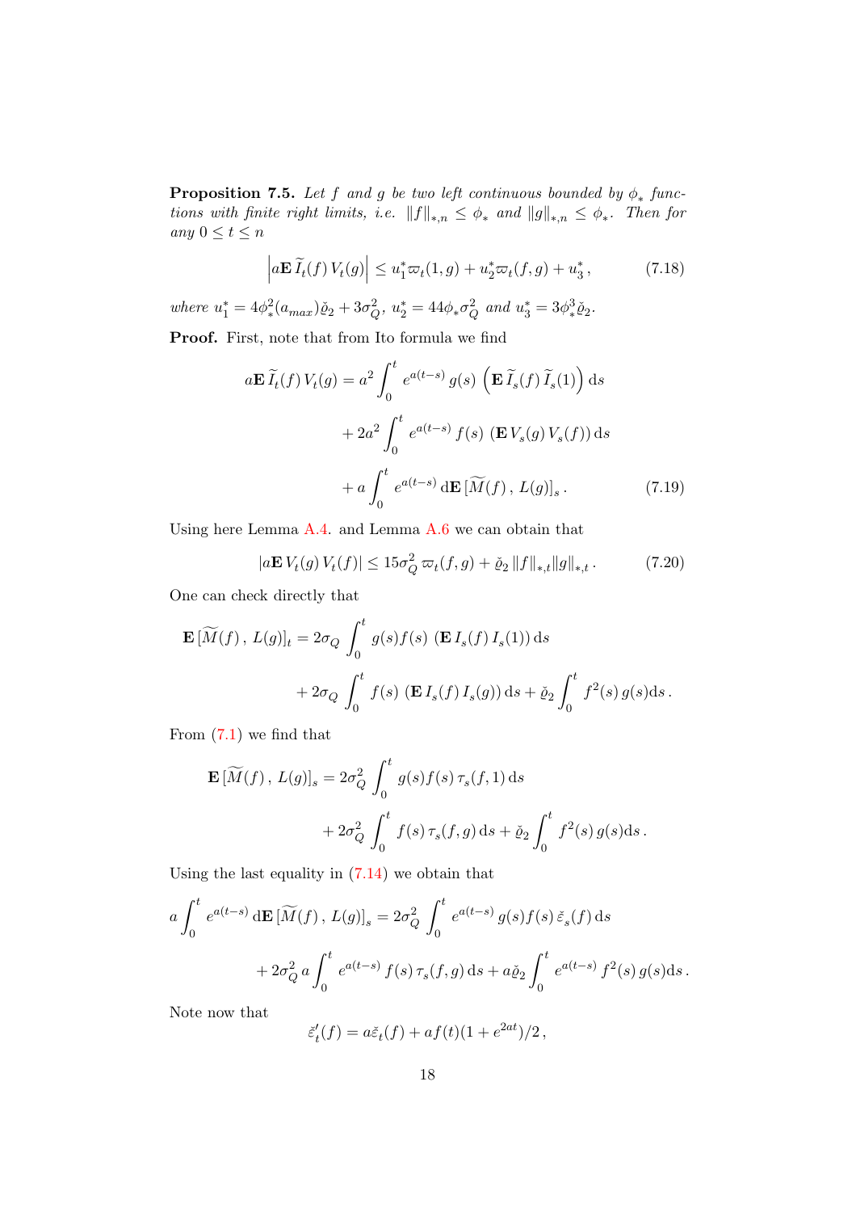**Proposition 7.5.** *Let $f$ and $g$ be two left continuous bounded by $\phi_*$ functions with finite right limits, i.e. $\|f\|_{*,n} \le \phi_*$ and $\|g\|_{*,n} \le \phi_*$. Then for any $0 \le t \le n$*

$$
\left| a\mathbf{E}\, \widetilde{I}_t(f)\, V_t(g) \right| \le u_1^* \varpi_t(1,g) + u_2^* \varpi_t(f,g) + u_3^* \,, \tag{7.18}
$$

*where $u_1^* = 4\phi_*^2(a_{max})\check{\varrho}_2 + 3\sigma_Q^2$, $u_2^* = 44\phi_*\sigma_Q^2$ and $u_3^* = 3\phi_*^3\check{\varrho}_2$.*

**Proof.** First, note that from Ito formula we find

$$
\begin{aligned}
a\mathbf{E}\, \widetilde{I}_t(f)\, V_t(g) &= a^2 \int_0^t e^{a(t-s)}\, g(s)\, \left(\mathbf{E}\, \widetilde{I}_s(f)\, \widetilde{I}_s(1)\right) \mathrm{d}s \\
&\quad + 2a^2 \int_0^t e^{a(t-s)}\, f(s)\, \left(\mathbf{E}\, V_s(g)\, V_s(f)\right) \mathrm{d}s \\
&\quad + a \int_0^t e^{a(t-s)}\, \mathrm{d}\mathbf{E}\, [\widetilde{M}(f)\,,\, L(g)]_s \,.
\end{aligned} \tag{7.19}
$$

Using here Lemma A.4. and Lemma A.6 we can obtain that

$$
|a\mathbf{E}\, V_t(g)\, V_t(f)| \le 15\sigma_Q^2\, \varpi_t(f,g) + \check{\varrho}_2\, \|f\|_{*,t} \|g\|_{*,t} \,. \tag{7.20}
$$

One can check directly that

$$
\begin{aligned}
\mathbf{E}\, [\widetilde{M}(f)\,,\, L(g)]_t &= 2\sigma_Q \int_0^t g(s) f(s)\, \left(\mathbf{E}\, I_s(f)\, I_s(1)\right) \mathrm{d}s \\
&\quad + 2\sigma_Q \int_0^t f(s)\, \left(\mathbf{E}\, I_s(f)\, I_s(g)\right) \mathrm{d}s + \check{\varrho}_2 \int_0^t f^2(s)\, g(s) \mathrm{d}s \,.
\end{aligned}
$$

From (7.1) we find that

$$
\begin{aligned}
\mathbf{E}\, [\widetilde{M}(f)\,,\, L(g)]_s &= 2\sigma_Q^2 \int_0^t g(s) f(s)\, \tau_s(f,1)\, \mathrm{d}s \\
&\quad + 2\sigma_Q^2 \int_0^t f(s)\, \tau_s(f,g)\, \mathrm{d}s + \check{\varrho}_2 \int_0^t f^2(s)\, g(s) \mathrm{d}s \,.
\end{aligned}
$$

Using the last equality in (7.14) we obtain that

$$
\begin{aligned}
a \int_0^t e^{a(t-s)}\, \mathrm{d}\mathbf{E}\, [\widetilde{M}(f)\,,\, L(g)]_s &= 2\sigma_Q^2 \int_0^t e^{a(t-s)}\, g(s) f(s)\, \check{\varepsilon}_s(f)\, \mathrm{d}s \\
&\quad + 2\sigma_Q^2\, a \int_0^t e^{a(t-s)}\, f(s)\, \tau_s(f,g)\, \mathrm{d}s + a\check{\varrho}_2 \int_0^t e^{a(t-s)}\, f^2(s)\, g(s) \mathrm{d}s \,.
\end{aligned}
$$

Note now that

$$
\check{\varepsilon}_t'(f) = a\check{\varepsilon}_t(f) + af(t)(1 + e^{2at})/2 \,,
$$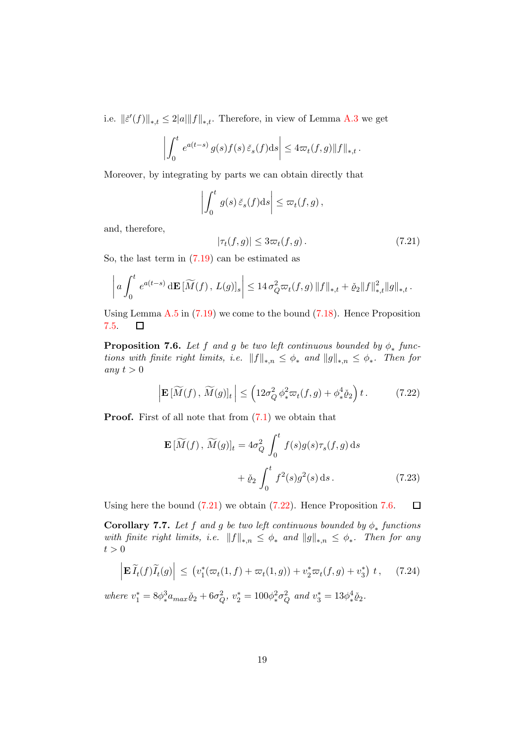i.e. $\|\breve{\varepsilon}'(f)\|_{*,t} \le 2|a| \|f\|_{*,t}$. Therefore, in view of Lemma A.3 we get

$$\left| \int_0^t e^{a(t-s)} \, g(s) f(s) \, \breve{\varepsilon}_s(f) \mathrm{d}s \right| \le 4 \varpi_t(f,g) \|f\|_{*,t} \,.$$

Moreover, by integrating by parts we can obtain directly that

$$\left| \int_0^t g(s) \, \breve{\varepsilon}_s(f) \mathrm{d}s \right| \le \varpi_t(f,g) \,,$$

and, therefore,

$$|\tau_t(f,g)| \le 3 \varpi_t(f,g) \,. \tag{7.21}$$

So, the last term in (7.19) can be estimated as

$$\left| a \int_0^t e^{a(t-s)} \, \mathrm{d}\mathbf{E} \, [\widetilde{M}(f) \,, \, L(g)]_s \right| \le 14 \, \sigma_Q^2 \varpi_t(f,g) \, \|f\|_{*,t} + \check{\varrho}_2 \|f\|_{*,t}^2 \|g\|_{*,t} \,.$$

Using Lemma A.5 in (7.19) we come to the bound (7.18). Hence Proposition 7.5. $\square$

**Proposition 7.6.** *Let $f$ and $g$ be two left continuous bounded by $\phi_*$ functions with finite right limits, i.e. $\|f\|_{*,n} \le \phi_*$ and $\|g\|_{*,n} \le \phi_*$. Then for any $t > 0$*

$$\left| \mathbf{E} \, [\widetilde{M}(f) \,, \, \widetilde{M}(g)]_t \right| \le \left( 12 \sigma_Q^2 \, \phi_*^2 \varpi_t(f,g) + \phi_*^4 \check{\varrho}_2 \right) t \,. \tag{7.22}$$

**Proof.** First of all note that from (7.1) we obtain that

$$\mathbf{E} \, [\widetilde{M}(f) \,, \, \widetilde{M}(g)]_t = 4 \sigma_Q^2 \int_0^t f(s) g(s) \tau_s(f,g) \, \mathrm{d}s$$
$$+ \check{\varrho}_2 \int_0^t f^2(s) g^2(s) \, \mathrm{d}s \,. \tag{7.23}$$

Using here the bound (7.21) we obtain (7.22). Hence Proposition 7.6. $\square$

**Corollary 7.7.** *Let $f$ and $g$ be two left continuous bounded by $\phi_*$ functions with finite right limits, i.e. $\|f\|_{*,n} \le \phi_*$ and $\|g\|_{*,n} \le \phi_*$. Then for any $t > 0$*

$$\left| \mathbf{E} \, \widetilde{I}_t(f) \widetilde{I}_t(g) \right| \le \left( v_1^* (\varpi_t(1,f) + \varpi_t(1,g)) + v_2^* \varpi_t(f,g) + v_3^* \right) \, t \,, \tag{7.24}$$

*where $v_1^* = 8 \phi_*^3 a_{max} \check{\varrho}_2 + 6 \sigma_Q^2$, $v_2^* = 100 \phi_*^2 \sigma_Q^2$ and $v_3^* = 13 \phi_*^4 \check{\varrho}_2$.*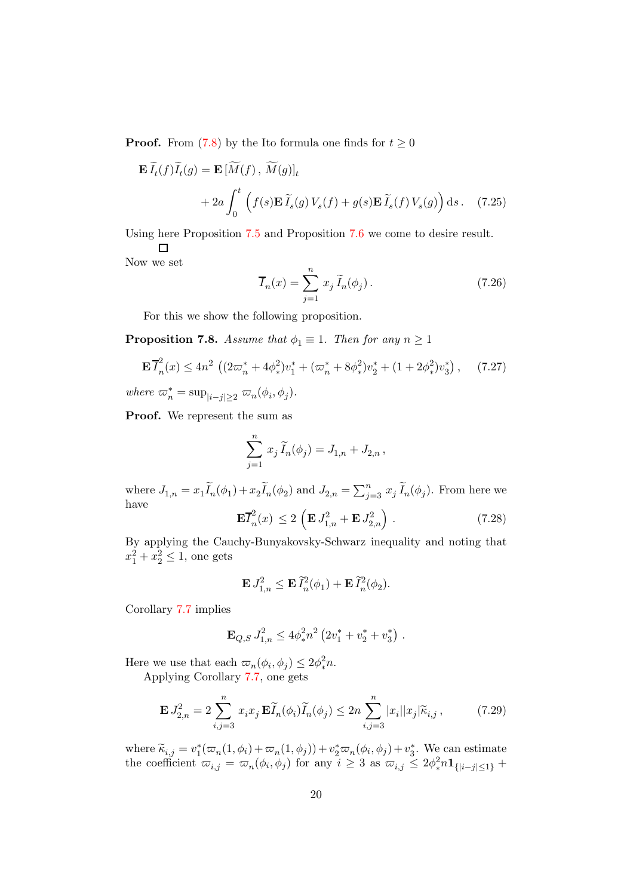**Proof.** From (7.8) by the Ito formula one finds for $t \geq 0$

$$\mathbf{E}\,\widetilde{I}_t(f)\widetilde{I}_t(g) = \mathbf{E}\,[\widetilde{M}(f)\,,\,\widetilde{M}(g)]_t$$

$$+\,2a\int_0^t \Big( f(s)\mathbf{E}\,\widetilde{I}_s(g)\,V_s(f) + g(s)\mathbf{E}\,\widetilde{I}_s(f)\,V_s(g)\Big)\,\mathrm{d}s\,. \quad (7.25)$$

Using here Proposition 7.5 and Proposition 7.6 we come to desire result. □

Now we set

$$\overline{I}_n(x) = \sum_{j=1}^n x_j\,\widetilde{I}_n(\phi_j)\,. \quad (7.26)$$

For this we show the following proposition.

**Proposition 7.8.** *Assume that $\phi_1 \equiv 1$. Then for any $n \geq 1$*

$$\mathbf{E}\,\overline{I}_n^2(x) \leq 4n^2\,\left((2\varpi_n^* + 4\phi_*^2)v_1^* + (\varpi_n^* + 8\phi_*^2)v_2^* + (1+2\phi_*^2)v_3^*\right)\,, \quad (7.27)$$

*where $\varpi_n^* = \sup_{|i-j|\geq 2}\varpi_n(\phi_i,\phi_j)$.*

**Proof.** We represent the sum as

$$\sum_{j=1}^n x_j\,\widetilde{I}_n(\phi_j) = J_{1,n} + J_{2,n}\,,$$

where $J_{1,n} = x_1\widetilde{I}_n(\phi_1) + x_2\widetilde{I}_n(\phi_2)$ and $J_{2,n} = \sum_{j=3}^n x_j\,\widetilde{I}_n(\phi_j)$. From here we have

$$\mathbf{E}\overline{I}_n^2(x) \,\leq 2\,\left(\mathbf{E}\,J_{1,n}^2 + \mathbf{E}\,J_{2,n}^2\right)\,. \quad (7.28)$$

By applying the Cauchy-Bunyakovsky-Schwarz inequality and noting that $x_1^2 + x_2^2 \leq 1$, one gets

$$\mathbf{E}\,J_{1,n}^2 \leq \mathbf{E}\,\widetilde{I}_n^2(\phi_1) + \mathbf{E}\,\widetilde{I}_n^2(\phi_2).$$

Corollary 7.7 implies

$$\mathbf{E}_{Q,S}\,J_{1,n}^2 \leq 4\phi_*^2 n^2\left(2v_1^* + v_2^* + v_3^*\right)\,.$$

Here we use that each $\varpi_n(\phi_i,\phi_j) \leq 2\phi_*^2 n$.

Applying Corollary 7.7, one gets

$$\mathbf{E}\,J_{2,n}^2 = 2\sum_{i,j=3}^n x_i x_j\,\mathbf{E}\widetilde{I}_n(\phi_i)\widetilde{I}_n(\phi_j) \leq 2n\sum_{i,j=3}^n |x_i||x_j|\widetilde{\kappa}_{i,j}\,, \quad (7.29)$$

where $\widetilde{\kappa}_{i,j} = v_1^*(\varpi_n(1,\phi_i) + \varpi_n(1,\phi_j)) + v_2^*\varpi_n(\phi_i,\phi_j) + v_3^*$. We can estimate the coefficient $\varpi_{i,j} = \varpi_n(\phi_i,\phi_j)$ for any $i \geq 3$ as $\varpi_{i,j} \leq 2\phi_*^2 n\mathbf{1}_{\{|i-j|\leq 1\}} +$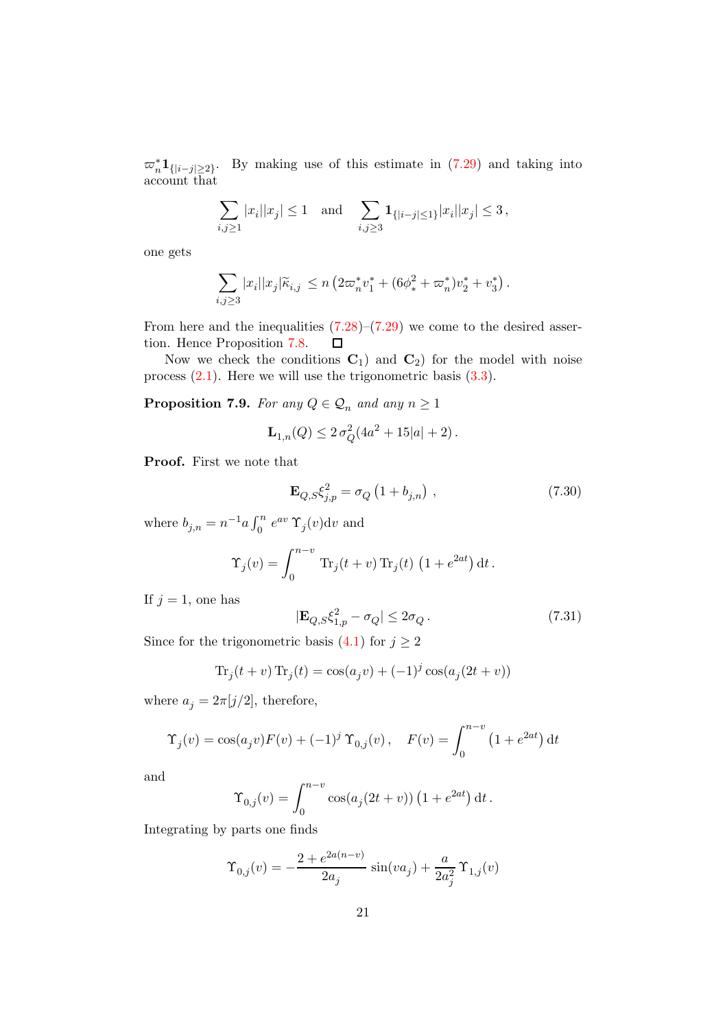$\varpi_n^* \mathbf{1}_{\{|i-j|\ge 2\}}$. By making use of this estimate in (7.29) and taking into account that

$$\sum_{i,j\ge 1} |x_i||x_j| \le 1 \quad \text{and} \quad \sum_{i,j\ge 3} \mathbf{1}_{\{|i-j|\le 1\}} |x_i||x_j| \le 3\,,$$

one gets

$$\sum_{i,j\ge 3} |x_i||x_j|\widetilde{\kappa}_{i,j} \le n\left(2\varpi_n^* v_1^* + (6\phi_*^2 + \varpi_n^*)v_2^* + v_3^*\right).$$

From here and the inequalities (7.28)–(7.29) we come to the desired assertion. Hence Proposition 7.8. $\square$

Now we check the conditions $\mathbf{C}_1$) and $\mathbf{C}_2$) for the model with noise process (2.1). Here we will use the trigonometric basis (3.3).

**Proposition 7.9.** *For any $Q \in \mathcal{Q}_n$ and any $n \ge 1$*

$$\mathbf{L}_{1,n}(Q) \le 2\,\sigma_Q^2(4a^2 + 15|a| + 2)\,.$$

**Proof.** First we note that

$$\mathbf{E}_{Q,S}\xi_{j,p}^2 = \sigma_Q\left(1 + b_{j,n}\right)\,, \tag{7.30}$$

where $b_{j,n} = n^{-1}a\int_0^n e^{av}\,\Upsilon_j(v)\mathrm{d}v$ and

$$\Upsilon_j(v) = \int_0^{n-v} \operatorname{Tr}_j(t+v)\operatorname{Tr}_j(t)\left(1 + e^{2at}\right)\mathrm{d}t\,.$$

If $j = 1$, one has

$$|\mathbf{E}_{Q,S}\xi_{1,p}^2 - \sigma_Q| \le 2\sigma_Q\,. \tag{7.31}$$

Since for the trigonometric basis (4.1) for $j \ge 2$

$$\operatorname{Tr}_j(t+v)\operatorname{Tr}_j(t) = \cos(a_j v) + (-1)^j\cos(a_j(2t+v))$$

where $a_j = 2\pi[j/2]$, therefore,

$$\Upsilon_j(v) = \cos(a_j v)F(v) + (-1)^j\,\Upsilon_{0,j}(v)\,, \quad F(v) = \int_0^{n-v}\left(1 + e^{2at}\right)\mathrm{d}t$$

and

$$\Upsilon_{0,j}(v) = \int_0^{n-v}\cos(a_j(2t+v))\left(1 + e^{2at}\right)\mathrm{d}t\,.$$

Integrating by parts one finds

$$\Upsilon_{0,j}(v) = -\frac{2 + e^{2a(n-v)}}{2a_j}\sin(va_j) + \frac{a}{2a_j^2}\,\Upsilon_{1,j}(v)$$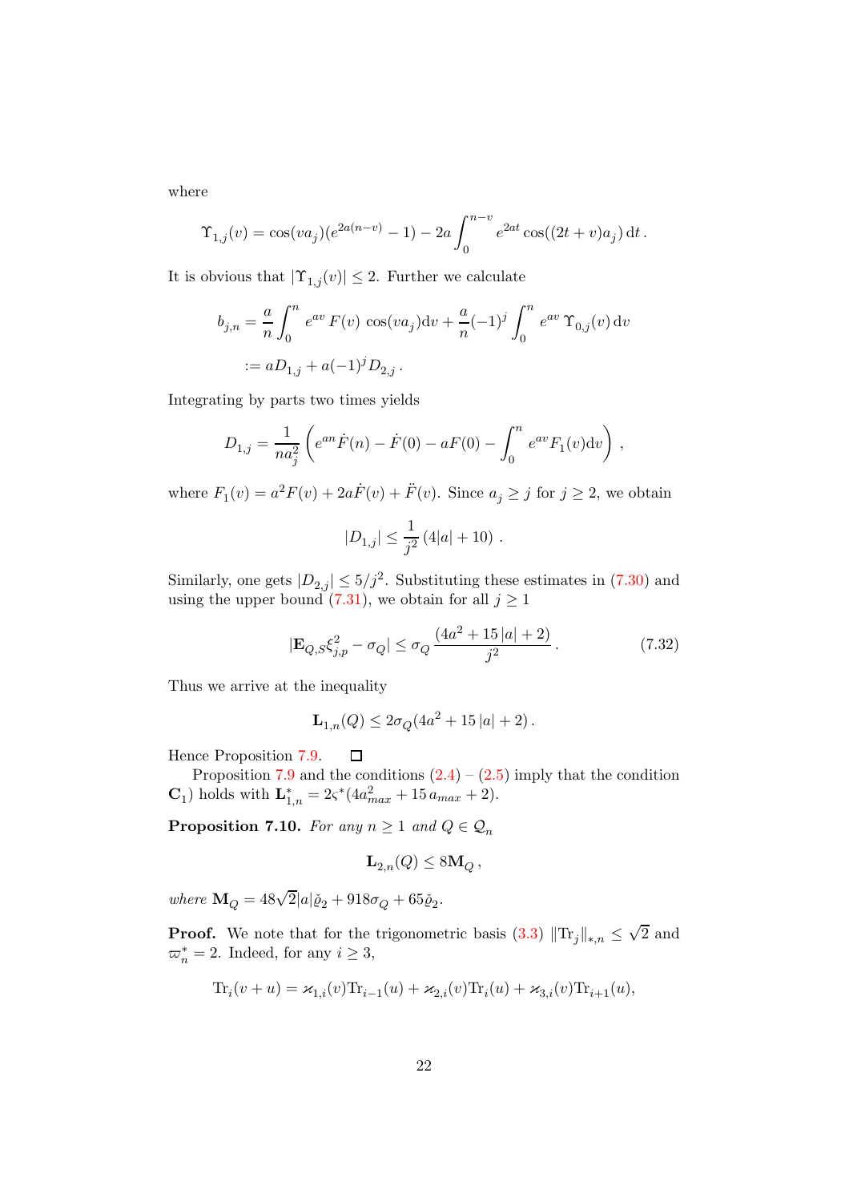where

$$\Upsilon_{1,j}(v) = \cos(va_j)(e^{2a(n-v)} - 1) - 2a\int_0^{n-v} e^{2at}\cos((2t+v)a_j)\,\mathrm{d}t\,.$$

It is obvious that $|\Upsilon_{1,j}(v)| \le 2$. Further we calculate

$$\begin{aligned} b_{j,n} &= \frac{a}{n}\int_0^n e^{av}\,F(v)\,\cos(va_j)\mathrm{d}v + \frac{a}{n}(-1)^j\int_0^n e^{av}\,\Upsilon_{0,j}(v)\,\mathrm{d}v \\ &:= aD_{1,j} + a(-1)^j D_{2,j}\,. \end{aligned}$$

Integrating by parts two times yields

$$D_{1,j} = \frac{1}{na_j^2}\left(e^{an}\dot{F}(n) - \dot{F}(0) - aF(0) - \int_0^n e^{av}F_1(v)\mathrm{d}v\right)\,,$$

where $F_1(v) = a^2F(v) + 2a\dot{F}(v) + \ddot{F}(v)$. Since $a_j \ge j$ for $j \ge 2$, we obtain

$$|D_{1,j}| \le \frac{1}{j^2}\left(4|a| + 10\right)\,.$$

Similarly, one gets $|D_{2,j}| \le 5/j^2$. Substituting these estimates in (7.30) and using the upper bound (7.31), we obtain for all $j \ge 1$

$$|\mathbf{E}_{Q,S}\xi_{j,p}^2 - \sigma_Q| \le \sigma_Q\,\frac{(4a^2 + 15\,|a| + 2)}{j^2}\,. \tag{7.32}$$

Thus we arrive at the inequality

$$\mathbf{L}_{1,n}(Q) \le 2\sigma_Q(4a^2 + 15\,|a| + 2)\,.$$

Hence Proposition 7.9. $\square$

Proposition 7.9 and the conditions (2.4) – (2.5) imply that the condition $\mathbf{C}_1$) holds with $\mathbf{L}_{1,n}^* = 2\varsigma^*(4a_{max}^2 + 15\,a_{max} + 2)$.

**Proposition 7.10.** *For any $n \ge 1$ and $Q \in \mathcal{Q}_n$*

$$\mathbf{L}_{2,n}(Q) \le 8\mathbf{M}_Q\,,$$

*where $\mathbf{M}_Q = 48\sqrt{2}|a|\check{\varrho}_2 + 918\sigma_Q + 65\check{\varrho}_2$.*

**Proof.** We note that for the trigonometric basis (3.3) $\|\mathrm{Tr}_j\|_{*,n} \le \sqrt{2}$ and $\varpi_n^* = 2$. Indeed, for any $i \ge 3$,

$$\mathrm{Tr}_i(v+u) = \varkappa_{1,i}(v)\mathrm{Tr}_{i-1}(u) + \varkappa_{2,i}(v)\mathrm{Tr}_i(u) + \varkappa_{3,i}(v)\mathrm{Tr}_{i+1}(u),$$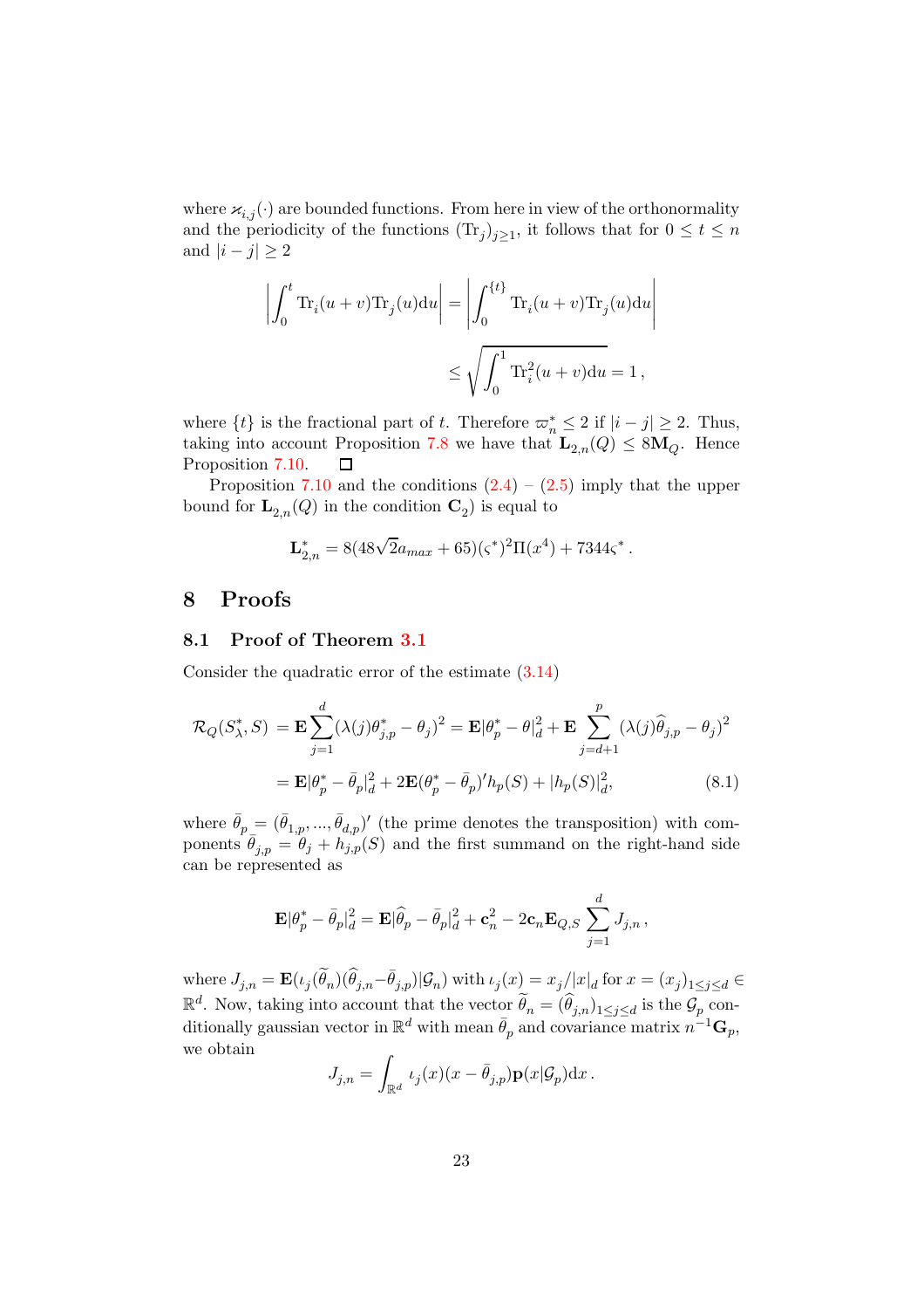where $\varkappa_{i,j}(\cdot)$ are bounded functions. From here in view of the orthonormality and the periodicity of the functions $(\mathrm{Tr}_j)_{j\ge 1}$, it follows that for $0 \le t \le n$ and $|i-j| \ge 2$

$$
\left| \int_0^t \mathrm{Tr}_i(u+v)\mathrm{Tr}_j(u)\mathrm{d}u \right| = \left| \int_0^{\{t\}} \mathrm{Tr}_i(u+v)\mathrm{Tr}_j(u)\mathrm{d}u \right|
$$

$$
\le \sqrt{\int_0^1 \mathrm{Tr}_i^2(u+v)\mathrm{d}u} = 1\,,
$$

where $\{t\}$ is the fractional part of $t$. Therefore $\varpi_n^* \le 2$ if $|i-j|\ge 2$. Thus, taking into account Proposition 7.8 we have that $\mathbf{L}_{2,n}(Q) \le 8\mathbf{M}_Q$. Hence Proposition 7.10. $\square$

Proposition 7.10 and the conditions (2.4) – (2.5) imply that the upper bound for $\mathbf{L}_{2,n}(Q)$ in the condition $\mathbf{C}_2$) is equal to

$$
\mathbf{L}^*_{2,n} = 8(48\sqrt{2}a_{max} + 65)(\varsigma^*)^2 \Pi(x^4) + 7344\varsigma^*\,.
$$

# 8 Proofs

## 8.1 Proof of Theorem 3.1

Consider the quadratic error of the estimate (3.14)

$$
\begin{aligned}
\mathcal{R}_Q(S^*_\lambda, S) &= \mathbf{E}\sum_{j=1}^{d}(\lambda(j)\theta^*_{j,p} - \theta_j)^2 = \mathbf{E}|\theta^*_p - \theta|_d^2 + \mathbf{E}\sum_{j=d+1}^{p}(\lambda(j)\widehat{\theta}_{j,p} - \theta_j)^2 \\
&= \mathbf{E}|\theta^*_p - \bar{\theta}_p|_d^2 + 2\mathbf{E}(\theta^*_p - \bar{\theta}_p)' h_p(S) + |h_p(S)|_d^2, \qquad (8.1)
\end{aligned}
$$

where $\bar{\theta}_p = (\bar{\theta}_{1,p}, ..., \bar{\theta}_{d,p})'$ (the prime denotes the transposition) with components $\bar{\theta}_{j,p} = \theta_j + h_{j,p}(S)$ and the first summand on the right-hand side can be represented as

$$
\mathbf{E}|\theta^*_p - \bar{\theta}_p|_d^2 = \mathbf{E}|\widehat{\theta}_p - \bar{\theta}_p|_d^2 + \mathbf{c}_n^2 - 2\mathbf{c}_n \mathbf{E}_{Q,S}\sum_{j=1}^{d} J_{j,n}\,,
$$

where $J_{j,n} = \mathbf{E}(\iota_j(\widetilde{\theta}_n)(\widehat{\theta}_{j,n} - \bar{\theta}_{j,p})|\mathcal{G}_n)$ with $\iota_j(x) = x_j/|x|_d$ for $x = (x_j)_{1\le j\le d} \in \mathbb{R}^d$. Now, taking into account that the vector $\widetilde{\theta}_n = (\widehat{\theta}_{j,n})_{1\le j\le d}$ is the $\mathcal{G}_p$ conditionally gaussian vector in $\mathbb{R}^d$ with mean $\bar{\theta}_p$ and covariance matrix $n^{-1}\mathbf{G}_p$, we obtain

$$
J_{j,n} = \int_{\mathbb{R}^d} \iota_j(x)(x - \bar{\theta}_{j,p})\mathbf{p}(x|\mathcal{G}_p)\mathrm{d}x\,.
$$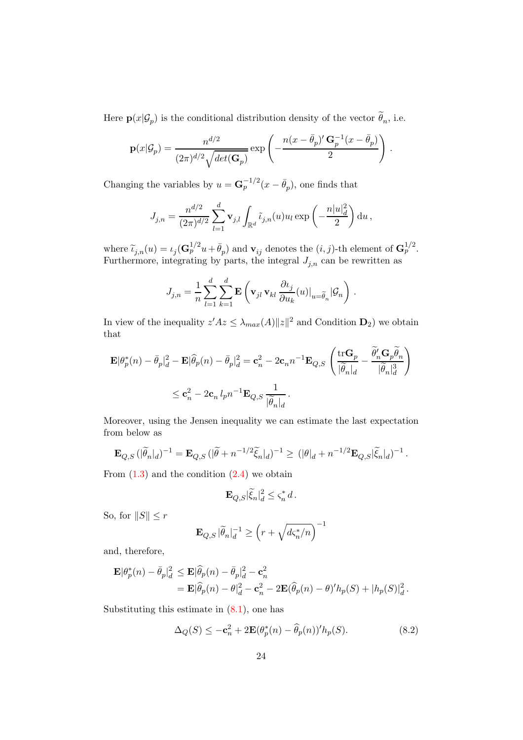Here $\mathbf{p}(x|\mathcal{G}_p)$ is the conditional distribution density of the vector $\widetilde{\theta}_n$, i.e.

$$
\mathbf{p}(x|\mathcal{G}_p) = \frac{n^{d/2}}{(2\pi)^{d/2}\sqrt{det(\mathbf{G}_p)}} \exp\left( - \frac{n(x-\bar{\theta}_p)'\,\mathbf{G}_p^{-1}(x-\bar{\theta}_p)}{2} \right) .
$$

Changing the variables by $u = \mathbf{G}_p^{-1/2}(x-\bar{\theta}_p)$, one finds that

$$
J_{j,n} = \frac{n^{d/2}}{(2\pi)^{d/2}} \sum_{l=1}^{d} \mathbf{v}_{j,l} \int_{\mathbb{R}^d} \widetilde{\iota}_{j,n}(u) u_l \exp\left( - \frac{n|u|_d^2}{2} \right) \mathrm{d}u \,,
$$

where $\widetilde{\iota}_{j,n}(u) = \iota_j(\mathbf{G}_p^{1/2}u + \bar{\theta}_p)$ and $\mathbf{v}_{ij}$ denotes the $(i,j)$-th element of $\mathbf{G}_p^{1/2}$. Furthermore, integrating by parts, the integral $J_{j,n}$ can be rewritten as

$$
J_{j,n} = \frac{1}{n} \sum_{l=1}^{d} \sum_{k=1}^{d} \mathbf{E}\left( \mathbf{v}_{jl}\,\mathbf{v}_{kl}\,\frac{\partial \iota_j}{\partial u_k}(u)|_{u=\widetilde{\theta}_n} |\mathcal{G}_n \right) .
$$

In view of the inequality $z'Az \le \lambda_{max}(A)\|z\|^2$ and Condition $\mathbf{D}_2$) we obtain that

$$
\begin{aligned}
\mathbf{E}|\theta_p^*(n) - \bar{\theta}_p|_d^2 - \mathbf{E}|\widehat{\theta}_p(n) - \bar{\theta}_p|_d^2 &= \mathbf{c}_n^2 - 2\mathbf{c}_n n^{-1} \mathbf{E}_{Q,S} \left( \frac{\mathrm{tr}\mathbf{G}_p}{|\widetilde{\theta}_n|_d} - \frac{\widetilde{\theta}_n'\mathbf{G}_p\widetilde{\theta}_n}{|\widetilde{\theta}_n|_d^3} \right) \\
&\le \mathbf{c}_n^2 - 2\mathbf{c}_n\, l_p n^{-1} \mathbf{E}_{Q,S} \frac{1}{|\widetilde{\theta}_n|_d} .
\end{aligned}
$$

Moreover, using the Jensen inequality we can estimate the last expectation from below as

$$
\mathbf{E}_{Q,S}\,(|\widetilde{\theta}_n|_d)^{-1} = \mathbf{E}_{Q,S}\,(|\widetilde{\theta} + n^{-1/2}\widetilde{\xi}_n|_d)^{-1} \ge (|\theta|_d + n^{-1/2}\mathbf{E}_{Q,S}|\widetilde{\xi}_n|_d)^{-1} .
$$

From (1.3) and the condition (2.4) we obtain

$$
\mathbf{E}_{Q,S}|\widetilde{\xi}_n|_d^2 \le \varsigma_n^*\, d \,.
$$

So, for $\|S\| \le r$

$$
\mathbf{E}_{Q,S}\,|\widetilde{\theta}_n|_d^{-1} \ge \left( r + \sqrt{d\varsigma_n^*/n} \right)^{-1}
$$

and, therefore,

$$
\begin{aligned}
\mathbf{E}|\theta_p^*(n) - \bar{\theta}_p|_d^2 &\le \mathbf{E}|\widehat{\theta}_p(n) - \bar{\theta}_p|_d^2 - \mathbf{c}_n^2 \\
&= \mathbf{E}|\widehat{\theta}_p(n) - \theta|_d^2 - \mathbf{c}_n^2 - 2\mathbf{E}(\widehat{\theta}_p(n) - \theta)' h_p(S) + |h_p(S)|_d^2 \,.
\end{aligned}
$$

Substituting this estimate in (8.1), one has

$$
\Delta_Q(S) \le -\mathbf{c}_n^2 + 2\mathbf{E}(\theta_p^*(n) - \widehat{\theta}_p(n))' h_p(S). \tag{8.2}
$$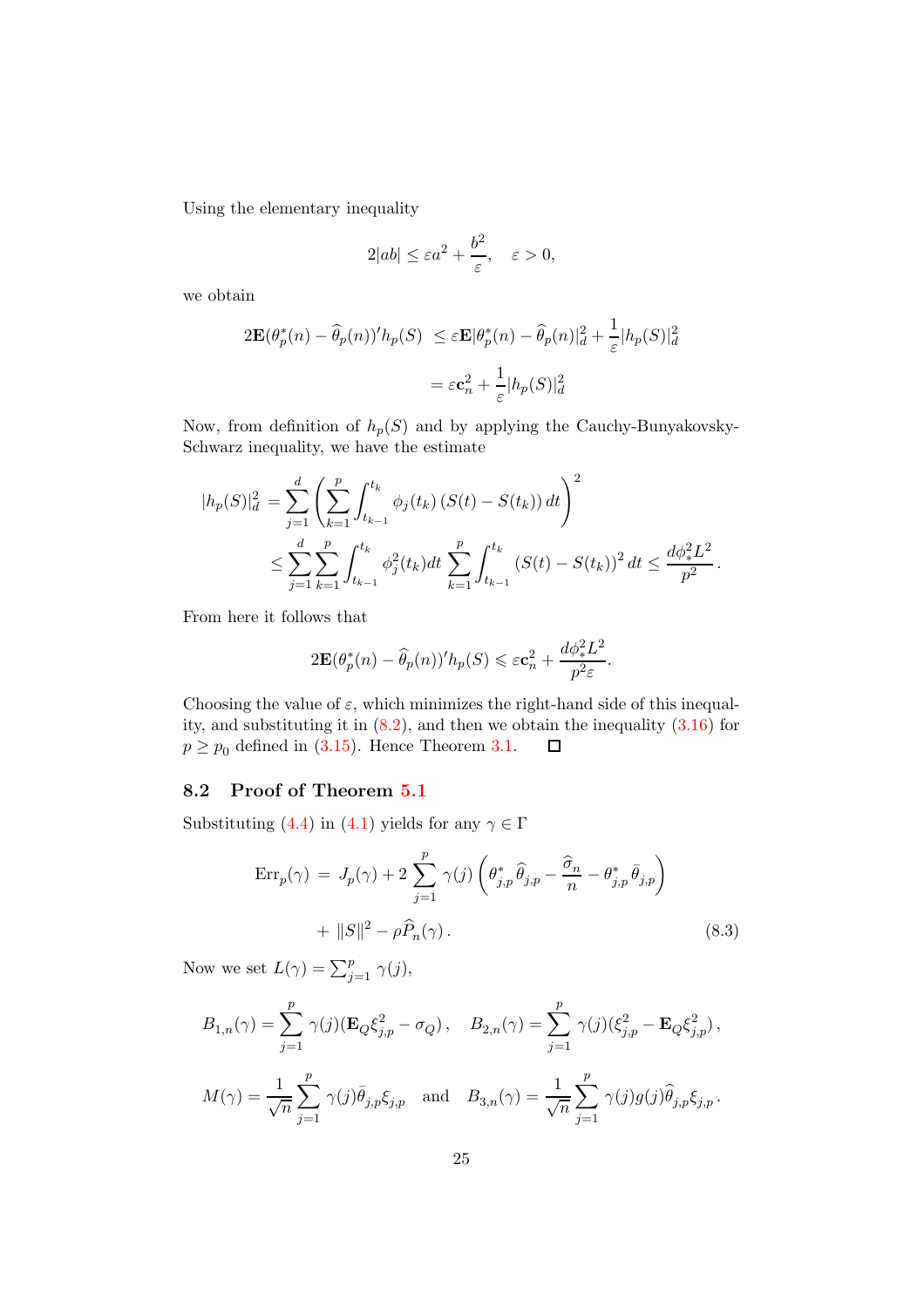Using the elementary inequality

$$2|ab| \le \varepsilon a^2 + \frac{b^2}{\varepsilon}, \quad \varepsilon > 0,$$

we obtain

$$\begin{aligned} 2\mathbf{E}(\theta^*_p(n) - \widehat{\theta}_p(n))' h_p(S) \; &\le \varepsilon \mathbf{E}|\theta^*_p(n) - \widehat{\theta}_p(n)|^2_d + \frac{1}{\varepsilon}|h_p(S)|^2_d \\ &= \varepsilon \mathbf{c}_n^2 + \frac{1}{\varepsilon}|h_p(S)|^2_d \end{aligned}$$

Now, from definition of $h_p(S)$ and by applying the Cauchy-Bunyakovsky-Schwarz inequality, we have the estimate

$$\begin{aligned} |h_p(S)|^2_d &= \sum_{j=1}^d \left( \sum_{k=1}^p \int_{t_{k-1}}^{t_k} \phi_j(t_k) \left(S(t) - S(t_k)\right) dt \right)^2 \\ &\le \sum_{j=1}^d \sum_{k=1}^p \int_{t_{k-1}}^{t_k} \phi_j^2(t_k) dt \sum_{k=1}^p \int_{t_{k-1}}^{t_k} \left(S(t) - S(t_k)\right)^2 dt \le \frac{d\phi_*^2 L^2}{p^2} \,. \end{aligned}$$

From here it follows that

$$2\mathbf{E}(\theta^*_p(n) - \widehat{\theta}_p(n))' h_p(S) \leqslant \varepsilon \mathbf{c}_n^2 + \frac{d\phi_*^2 L^2}{p^2 \varepsilon}.$$

Choosing the value of $\varepsilon$, which minimizes the right-hand side of this inequality, and substituting it in (8.2), and then we obtain the inequality (3.16) for $p \ge p_0$ defined in (3.15). Hence Theorem 3.1. $\square$

## 8.2 Proof of Theorem 5.1

Substituting (4.4) in (4.1) yields for any $\gamma \in \Gamma$

$$\begin{aligned} \mathrm{Err}_p(\gamma) \; &= \; J_p(\gamma) + 2\sum_{j=1}^p \gamma(j) \left( \theta^*_{j,p} \widehat{\theta}_{j,p} - \frac{\widehat{\sigma}_n}{n} - \theta^*_{j,p} \bar{\theta}_{j,p} \right) \\ &\quad + \|S\|^2 - \rho \widehat{P}_n(\gamma) \,. \end{aligned} \tag{8.3}$$

Now we set $L(\gamma) = \sum_{j=1}^p \gamma(j)$,

$$B_{1,n}(\gamma) = \sum_{j=1}^p \gamma(j)(\mathbf{E}_Q \xi^2_{j,p} - \sigma_Q) \,, \quad B_{2,n}(\gamma) = \sum_{j=1}^p \gamma(j)(\xi^2_{j,p} - \mathbf{E}_Q \xi^2_{j,p}) \,,$$

$$M(\gamma) = \frac{1}{\sqrt{n}} \sum_{j=1}^p \gamma(j) \bar{\theta}_{j,p} \xi_{j,p} \quad \text{and} \quad B_{3,n}(\gamma) = \frac{1}{\sqrt{n}} \sum_{j=1}^p \gamma(j) g(j) \widehat{\theta}_{j,p} \xi_{j,p} \,.$$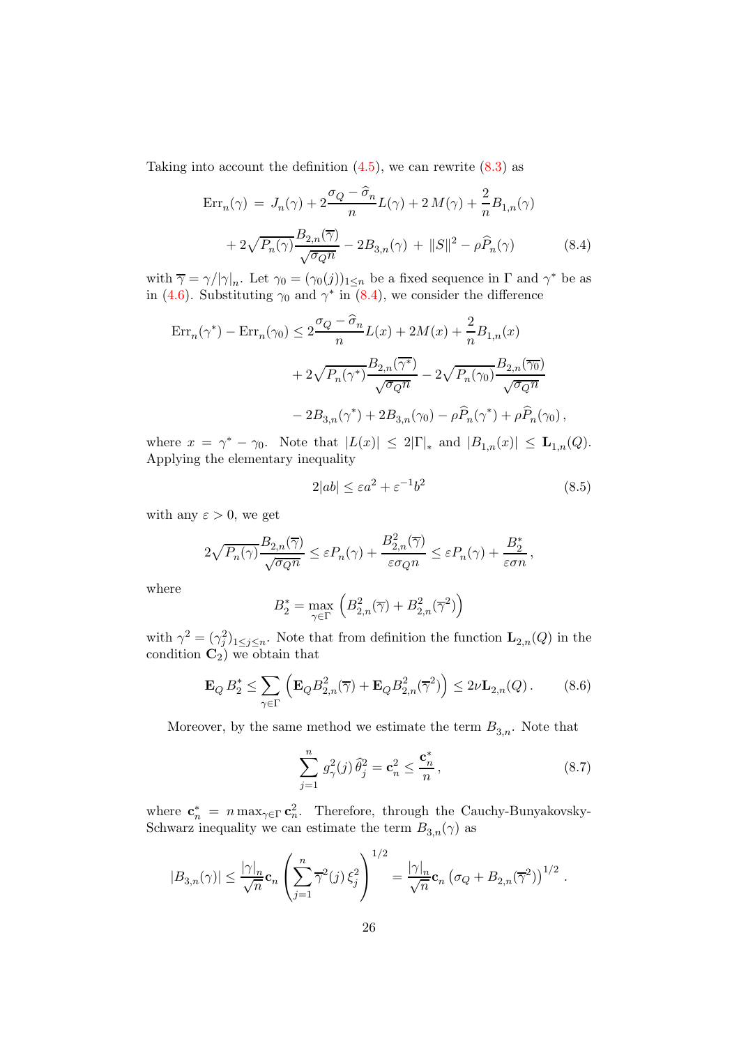Taking into account the definition (4.5), we can rewrite (8.3) as

$$\mathrm{Err}_n(\gamma) \,=\, J_n(\gamma) + 2\frac{\sigma_Q - \widehat{\sigma}_n}{n} L(\gamma) + 2\,M(\gamma) + \frac{2}{n} B_{1,n}(\gamma)$$

$$+ \, 2\sqrt{P_n(\gamma)}\frac{B_{2,n}(\overline{\gamma})}{\sqrt{\sigma_Q n}} - 2B_{3,n}(\gamma) \,+\, \|S\|^2 - \rho \widehat{P}_n(\gamma) \tag{8.4}$$

with $\overline{\gamma} = \gamma/|\gamma|_n$. Let $\gamma_0 = (\gamma_0(j))_{1\le n}$ be a fixed sequence in $\Gamma$ and $\gamma^*$ be as in (4.6). Substituting $\gamma_0$ and $\gamma^*$ in (8.4), we consider the difference

$$\mathrm{Err}_n(\gamma^*) - \mathrm{Err}_n(\gamma_0) \le 2\frac{\sigma_Q - \widehat{\sigma}_n}{n} L(x) + 2M(x) + \frac{2}{n} B_{1,n}(x)$$

$$+ \, 2\sqrt{P_n(\gamma^*)}\frac{B_{2,n}(\overline{\gamma^*})}{\sqrt{\sigma_Q n}} - 2\sqrt{P_n(\gamma_0)}\frac{B_{2,n}(\overline{\gamma_0})}{\sqrt{\sigma_Q n}}$$

$$- \, 2B_{3,n}(\gamma^*) + 2B_{3,n}(\gamma_0) - \rho\widehat{P}_n(\gamma^*) + \rho\widehat{P}_n(\gamma_0)\,,$$

where $x = \gamma^* - \gamma_0$. Note that $|L(x)| \le 2|\Gamma|_*$ and $|B_{1,n}(x)| \le \mathbf{L}_{1,n}(Q)$. Applying the elementary inequality

$$2|ab| \le \varepsilon a^2 + \varepsilon^{-1} b^2 \tag{8.5}$$

with any $\varepsilon > 0$, we get

$$2\sqrt{P_n(\gamma)}\frac{B_{2,n}(\overline{\gamma})}{\sqrt{\sigma_Q n}} \le \varepsilon P_n(\gamma) + \frac{B^2_{2,n}(\overline{\gamma})}{\varepsilon \sigma_Q n} \le \varepsilon P_n(\gamma) + \frac{B^*_2}{\varepsilon \sigma n}\,,$$

where

$$B^*_2 = \max_{\gamma\in\Gamma} \left( B^2_{2,n}(\overline{\gamma}) + B^2_{2,n}(\overline{\gamma}^2) \right)$$

with $\gamma^2 = (\gamma^2_j)_{1\le j\le n}$. Note that from definition the function $\mathbf{L}_{2,n}(Q)$ in the condition $\mathbf{C}_2$) we obtain that

$$\mathbf{E}_Q\, B^*_2 \le \sum_{\gamma\in\Gamma} \left( \mathbf{E}_Q B^2_{2,n}(\overline{\gamma}) + \mathbf{E}_Q B^2_{2,n}(\overline{\gamma}^2) \right) \le 2\nu \mathbf{L}_{2,n}(Q)\,. \tag{8.6}$$

Moreover, by the same method we estimate the term $B_{3,n}$. Note that

$$\sum_{j=1}^{n} g^2_\gamma(j)\,\widehat{\theta}^2_j = \mathbf{c}^2_n \le \frac{\mathbf{c}^*_n}{n}\,, \tag{8.7}$$

where $\mathbf{c}^*_n = n\max_{\gamma\in\Gamma} \mathbf{c}^2_n$. Therefore, through the Cauchy-Bunyakovsky-Schwarz inequality we can estimate the term $B_{3,n}(\gamma)$ as

$$|B_{3,n}(\gamma)| \le \frac{|\gamma|_n}{\sqrt{n}} \mathbf{c}_n \left( \sum_{j=1}^{n} \overline{\gamma}^2(j)\,\xi^2_j \right)^{1/2} = \frac{|\gamma|_n}{\sqrt{n}} \mathbf{c}_n \left( \sigma_Q + B_{2,n}(\overline{\gamma}^2) \right)^{1/2}.$$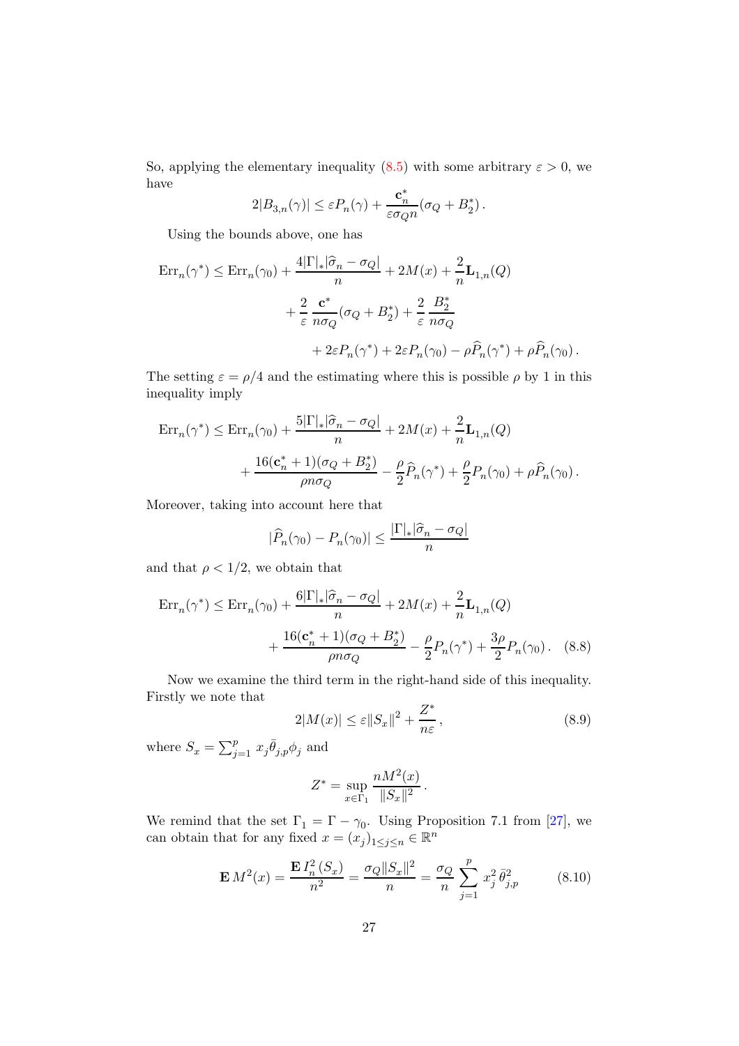So, applying the elementary inequality (8.5) with some arbitrary $\varepsilon > 0$, we have

$$2|B_{3,n}(\gamma)| \le \varepsilon P_n(\gamma) + \frac{\mathbf{c}_n^*}{\varepsilon \sigma_Q n}(\sigma_Q + B_2^*)\,.$$

Using the bounds above, one has

$$\begin{aligned}
\mathrm{Err}_n(\gamma^*) \le \mathrm{Err}_n(\gamma_0) &+ \frac{4|\Gamma|_* |\widehat{\sigma}_n - \sigma_Q|}{n} + 2M(x) + \frac{2}{n}\mathbf{L}_{1,n}(Q) \\
&+ \frac{2}{\varepsilon}\,\frac{\mathbf{c}^*}{n\sigma_Q}(\sigma_Q + B_2^*) + \frac{2}{\varepsilon}\,\frac{B_2^*}{n\sigma_Q} \\
&\quad + 2\varepsilon P_n(\gamma^*) + 2\varepsilon P_n(\gamma_0) - \rho \widehat{P}_n(\gamma^*) + \rho \widehat{P}_n(\gamma_0)\,.
\end{aligned}$$

The setting $\varepsilon = \rho/4$ and the estimating where this is possible $\rho$ by 1 in this inequality imply

$$\begin{aligned}
\mathrm{Err}_n(\gamma^*) \le \mathrm{Err}_n(\gamma_0) &+ \frac{5|\Gamma|_* |\widehat{\sigma}_n - \sigma_Q|}{n} + 2M(x) + \frac{2}{n}\mathbf{L}_{1,n}(Q) \\
&+ \frac{16(\mathbf{c}_n^* + 1)(\sigma_Q + B_2^*)}{\rho n \sigma_Q} - \frac{\rho}{2}\widehat{P}_n(\gamma^*) + \frac{\rho}{2}P_n(\gamma_0) + \rho \widehat{P}_n(\gamma_0)\,.
\end{aligned}$$

Moreover, taking into account here that

$$|\widehat{P}_n(\gamma_0) - P_n(\gamma_0)| \le \frac{|\Gamma|_* |\widehat{\sigma}_n - \sigma_Q|}{n}$$

and that $\rho < 1/2$, we obtain that

$$\begin{aligned}
\mathrm{Err}_n(\gamma^*) \le \mathrm{Err}_n(\gamma_0) &+ \frac{6|\Gamma|_* |\widehat{\sigma}_n - \sigma_Q|}{n} + 2M(x) + \frac{2}{n}\mathbf{L}_{1,n}(Q) \\
&+ \frac{16(\mathbf{c}_n^* + 1)(\sigma_Q + B_2^*)}{\rho n \sigma_Q} - \frac{\rho}{2}P_n(\gamma^*) + \frac{3\rho}{2}P_n(\gamma_0)\,. \qquad (8.8)
\end{aligned}$$

Now we examine the third term in the right-hand side of this inequality. Firstly we note that

$$2|M(x)| \le \varepsilon \|S_x\|^2 + \frac{Z^*}{n\varepsilon}\,, \qquad (8.9)$$

where $S_x = \sum_{j=1}^p x_j \bar{\theta}_{j,p} \phi_j$ and

$$Z^* = \sup_{x \in \Gamma_1} \frac{nM^2(x)}{\|S_x\|^2}\,.$$

We remind that the set $\Gamma_1 = \Gamma - \gamma_0$. Using Proposition 7.1 from [27], we can obtain that for any fixed $x = (x_j)_{1 \le j \le n} \in \mathbb{R}^n$

$$\mathbf{E}\, M^2(x) = \frac{\mathbf{E}\, I_n^2(S_x)}{n^2} = \frac{\sigma_Q \|S_x\|^2}{n} = \frac{\sigma_Q}{n}\sum_{j=1}^p x_j^2\, \bar{\theta}_{j,p}^2 \qquad (8.10)$$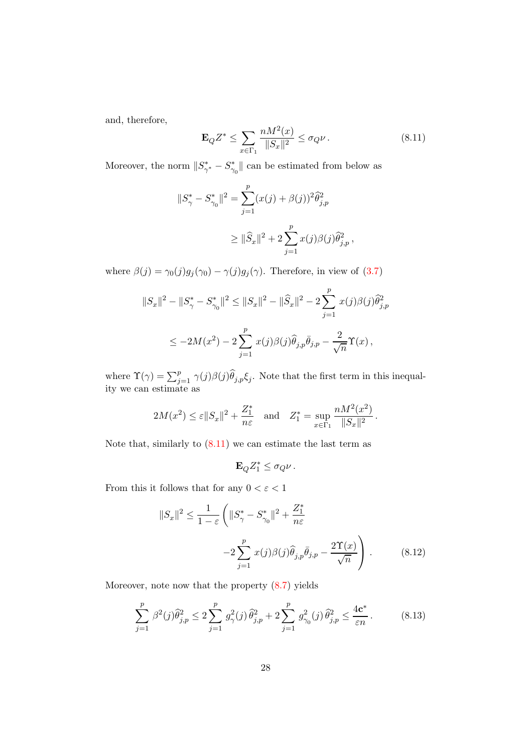and, therefore,

$$\mathbf{E}_Q Z^* \leq \sum_{x\in\Gamma_1} \frac{nM^2(x)}{\|S_x\|^2} \leq \sigma_Q \nu\,. \tag{8.11}$$

Moreover, the norm $\|S^*_{\gamma^*} - S^*_{\gamma_0}\|$ can be estimated from below as

$$\begin{aligned}\|S^*_\gamma - S^*_{\gamma_0}\|^2 &= \sum_{j=1}^p (x(j)+\beta(j))^2 \widehat{\theta}^2_{j,p} \\ &\geq \|\widehat{S}_x\|^2 + 2\sum_{j=1}^p x(j)\beta(j)\widehat{\theta}^2_{j,p}\,,\end{aligned}$$

where $\beta(j) = \gamma_0(j)g_j(\gamma_0) - \gamma(j)g_j(\gamma)$. Therefore, in view of (3.7)

$$\begin{aligned}\|S_x\|^2 - \|S^*_\gamma - S^*_{\gamma_0}\|^2 &\leq \|S_x\|^2 - \|\widehat{S}_x\|^2 - 2\sum_{j=1}^p x(j)\beta(j)\widehat{\theta}^2_{j,p} \\ &\leq -2M(x^2) - 2\sum_{j=1}^p x(j)\beta(j)\widehat{\theta}_{j,p}\bar{\theta}_{j,p} - \frac{2}{\sqrt{n}}\Upsilon(x)\,,\end{aligned}$$

where $\Upsilon(\gamma) = \sum_{j=1}^p \gamma(j)\beta(j)\widehat{\theta}_{j,p}\xi_j$. Note that the first term in this inequality we can estimate as

$$2M(x^2) \leq \varepsilon\|S_x\|^2 + \frac{Z_1^*}{n\varepsilon} \quad \text{and} \quad Z_1^* = \sup_{x\in\Gamma_1} \frac{nM^2(x^2)}{\|S_x\|^2}\,.$$

Note that, similarly to (8.11) we can estimate the last term as

$$\mathbf{E}_Q Z_1^* \leq \sigma_Q \nu\,.$$

From this it follows that for any $0 < \varepsilon < 1$

$$\begin{aligned}\|S_x\|^2 \leq \frac{1}{1-\varepsilon}\Bigg(&\|S^*_\gamma - S^*_{\gamma_0}\|^2 + \frac{Z_1^*}{n\varepsilon} \\ &-2\sum_{j=1}^p x(j)\beta(j)\widehat{\theta}_{j,p}\bar{\theta}_{j,p} - \frac{2\Upsilon(x)}{\sqrt{n}}\Bigg)\,.\end{aligned} \tag{8.12}$$

Moreover, note now that the property (8.7) yields

$$\sum_{j=1}^p \beta^2(j)\widehat{\theta}^2_{j,p} \leq 2\sum_{j=1}^p g^2_\gamma(j)\,\widehat{\theta}^2_{j,p} + 2\sum_{j=1}^p g^2_{\gamma_0}(j)\,\widehat{\theta}^2_{j,p} \leq \frac{4\mathbf{c}^*}{\varepsilon n}\,. \tag{8.13}$$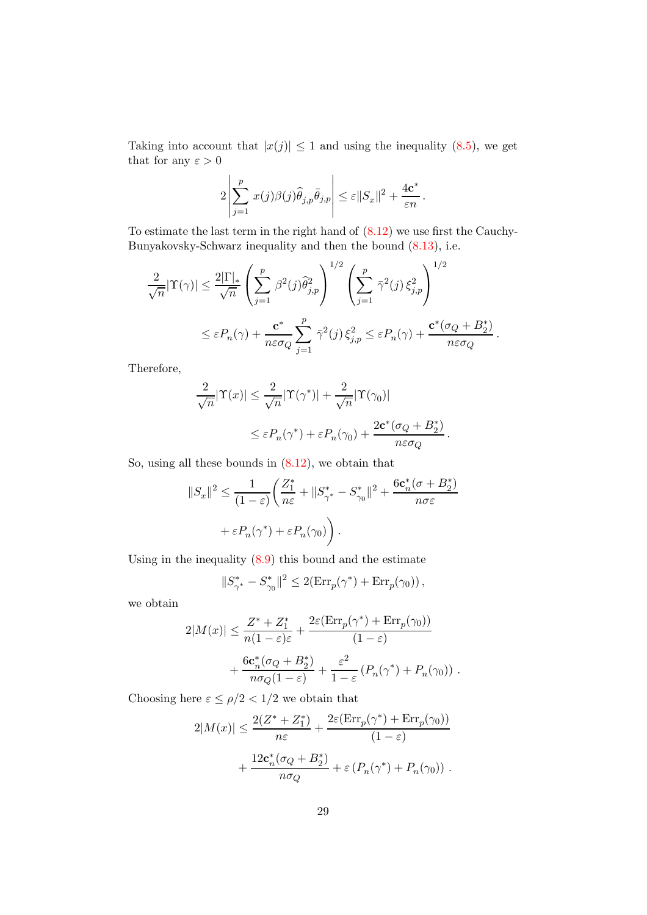Taking into account that $|x(j)| \le 1$ and using the inequality (8.5), we get that for any $\varepsilon > 0$

$$2\left|\sum_{j=1}^{p} x(j)\beta(j)\widehat{\theta}_{j,p}\bar{\theta}_{j,p}\right| \le \varepsilon \|S_x\|^2 + \frac{4\mathbf{c}^*}{\varepsilon n}\,.$$

To estimate the last term in the right hand of (8.12) we use first the Cauchy-Bunyakovsky-Schwarz inequality and then the bound (8.13), i.e.

$$\frac{2}{\sqrt{n}}|\Upsilon(\gamma)| \le \frac{2|\Gamma|_*}{\sqrt{n}}\left(\sum_{j=1}^{p}\beta^2(j)\widehat{\theta}^2_{j,p}\right)^{1/2}\left(\sum_{j=1}^{p}\bar{\gamma}^2(j)\,\xi^2_{j,p}\right)^{1/2}$$

$$\le \varepsilon P_n(\gamma) + \frac{\mathbf{c}^*}{n\varepsilon\sigma_Q}\sum_{j=1}^{p}\bar{\gamma}^2(j)\,\xi^2_{j,p} \le \varepsilon P_n(\gamma) + \frac{\mathbf{c}^*(\sigma_Q + B_2^*)}{n\varepsilon\sigma_Q}\,.$$

Therefore,

$$\frac{2}{\sqrt{n}}|\Upsilon(x)| \le \frac{2}{\sqrt{n}}|\Upsilon(\gamma^*)| + \frac{2}{\sqrt{n}}|\Upsilon(\gamma_0)|$$

$$\le \varepsilon P_n(\gamma^*) + \varepsilon P_n(\gamma_0) + \frac{2\mathbf{c}^*(\sigma_Q + B_2^*)}{n\varepsilon\sigma_Q}\,.$$

So, using all these bounds in (8.12), we obtain that

$$\|S_x\|^2 \le \frac{1}{(1-\varepsilon)}\Bigg(\frac{Z_1^*}{n\varepsilon} + \|S^*_{\gamma^*} - S^*_{\gamma_0}\|^2 + \frac{6\mathbf{c}^*_n(\sigma + B_2^*)}{n\sigma\varepsilon}$$

$$+\,\varepsilon P_n(\gamma^*) + \varepsilon P_n(\gamma_0)\Bigg)\,.$$

Using in the inequality (8.9) this bound and the estimate

$$\|S^*_{\gamma^*} - S^*_{\gamma_0}\|^2 \le 2(\mathrm{Err}_p(\gamma^*) + \mathrm{Err}_p(\gamma_0))\,,$$

we obtain

$$2|M(x)| \le \frac{Z^* + Z_1^*}{n(1-\varepsilon)\varepsilon} + \frac{2\varepsilon(\mathrm{Err}_p(\gamma^*) + \mathrm{Err}_p(\gamma_0))}{(1-\varepsilon)}$$

$$+\,\frac{6\mathbf{c}^*_n(\sigma_Q + B_2^*)}{n\sigma_Q(1-\varepsilon)} + \frac{\varepsilon^2}{1-\varepsilon}\left(P_n(\gamma^*) + P_n(\gamma_0)\right)\,.$$

Choosing here $\varepsilon \le \rho/2 < 1/2$ we obtain that

$$2|M(x)| \le \frac{2(Z^* + Z_1^*)}{n\varepsilon} + \frac{2\varepsilon(\mathrm{Err}_p(\gamma^*) + \mathrm{Err}_p(\gamma_0))}{(1-\varepsilon)}$$

$$+\,\frac{12\mathbf{c}^*_n(\sigma_Q + B_2^*)}{n\sigma_Q} + \varepsilon\left(P_n(\gamma^*) + P_n(\gamma_0)\right)\,.$$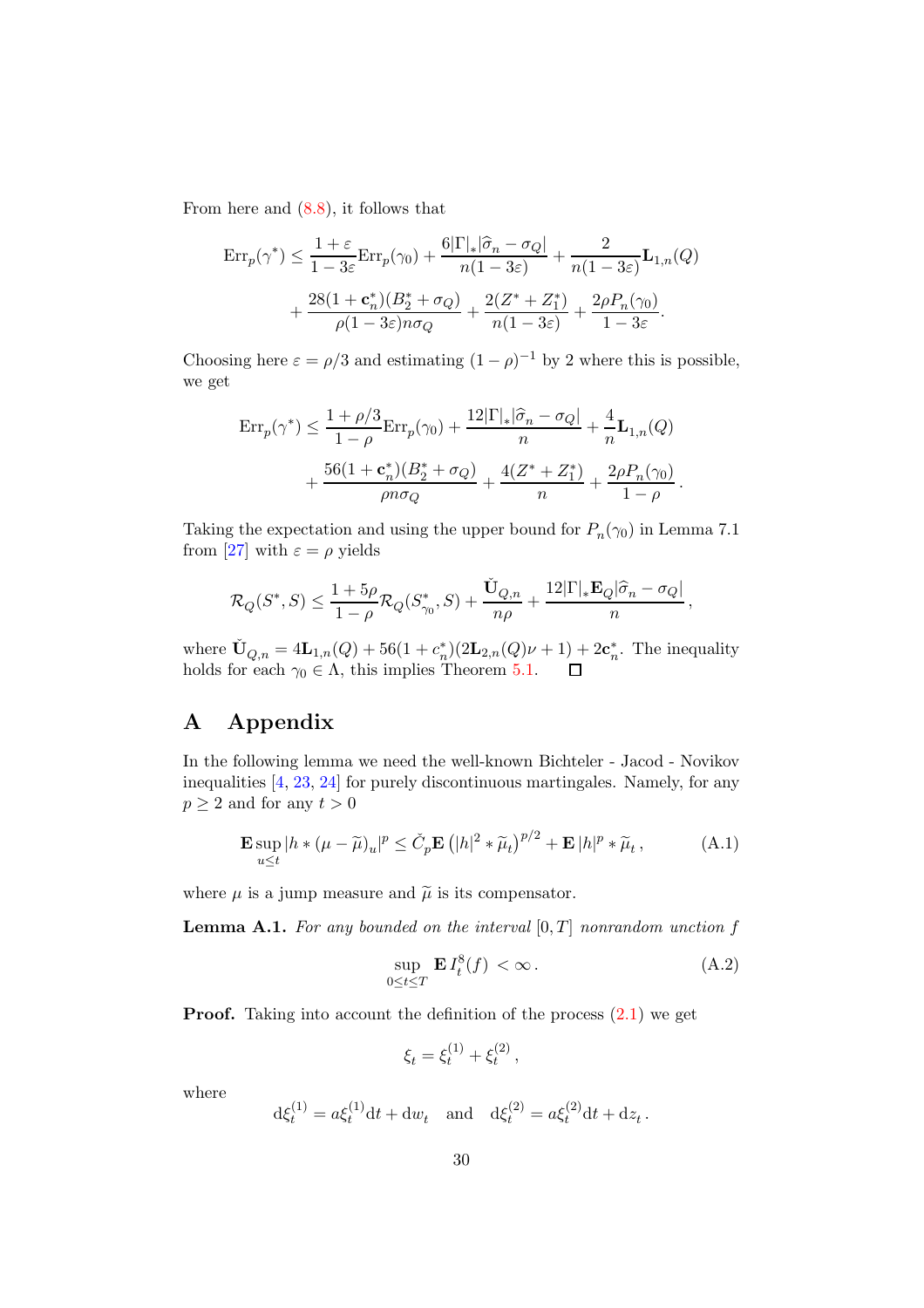From here and (8.8), it follows that

$$
\mathrm{Err}_p(\gamma^*) \le \frac{1+\varepsilon}{1-3\varepsilon}\mathrm{Err}_p(\gamma_0) + \frac{6|\Gamma|_*|\widehat{\sigma}_n - \sigma_Q|}{n(1-3\varepsilon)} + \frac{2}{n(1-3\varepsilon)}\mathbf{L}_{1,n}(Q)
$$

$$
+ \frac{28(1+\mathbf{c}_n^*)(B_2^* + \sigma_Q)}{\rho(1-3\varepsilon)n\sigma_Q} + \frac{2(Z^* + Z_1^*)}{n(1-3\varepsilon)} + \frac{2\rho P_n(\gamma_0)}{1-3\varepsilon}.
$$

Choosing here $\varepsilon = \rho/3$ and estimating $(1-\rho)^{-1}$ by 2 where this is possible, we get

$$
\mathrm{Err}_p(\gamma^*) \le \frac{1+\rho/3}{1-\rho}\mathrm{Err}_p(\gamma_0) + \frac{12|\Gamma|_*|\widehat{\sigma}_n - \sigma_Q|}{n} + \frac{4}{n}\mathbf{L}_{1,n}(Q)
$$

$$
+ \frac{56(1+\mathbf{c}_n^*)(B_2^* + \sigma_Q)}{\rho n\sigma_Q} + \frac{4(Z^* + Z_1^*)}{n} + \frac{2\rho P_n(\gamma_0)}{1-\rho}.
$$

Taking the expectation and using the upper bound for $P_n(\gamma_0)$ in Lemma 7.1 from [27] with $\varepsilon = \rho$ yields

$$
\mathcal{R}_Q(S^*, S) \le \frac{1+5\rho}{1-\rho}\mathcal{R}_Q(S^*_{\gamma_0}, S) + \frac{\check{\mathbf{U}}_{Q,n}}{n\rho} + \frac{12|\Gamma|_*\mathbf{E}_Q|\widehat{\sigma}_n - \sigma_Q|}{n},
$$

where $\check{\mathbf{U}}_{Q,n} = 4\mathbf{L}_{1,n}(Q) + 56(1+c_n^*)(2\mathbf{L}_{2,n}(Q)\nu + 1) + 2\mathbf{c}_n^*$. The inequality holds for each $\gamma_0 \in \Lambda$, this implies Theorem 5.1. $\square$

# A Appendix

In the following lemma we need the well-known Bichteler - Jacod - Novikov inequalities [4, 23, 24] for purely discontinuous martingales. Namely, for any $p \ge 2$ and for any $t > 0$

$$
\mathbf{E}\sup_{u\le t}|h*(\mu - \widetilde{\mu})_u|^p \le \check{C}_p\mathbf{E}\left(|h|^2 * \widetilde{\mu}_t\right)^{p/2} + \mathbf{E}\,|h|^p * \widetilde{\mu}_t\,, \tag{A.1}
$$

where $\mu$ is a jump measure and $\widetilde{\mu}$ is its compensator.

**Lemma A.1.** *For any bounded on the interval $[0,T]$ nonrandom unction $f$*

$$
\sup_{0\le t\le T}\,\mathbf{E}\,I_t^8(f)\, < \infty\,. \tag{A.2}
$$

**Proof.** Taking into account the definition of the process (2.1) we get

$$
\xi_t = \xi_t^{(1)} + \xi_t^{(2)}\,,
$$

where

$$
\mathrm{d}\xi_t^{(1)} = a\xi_t^{(1)}\mathrm{d}t + \mathrm{d}w_t \quad \text{and} \quad \mathrm{d}\xi_t^{(2)} = a\xi_t^{(2)}\mathrm{d}t + \mathrm{d}z_t\,.
$$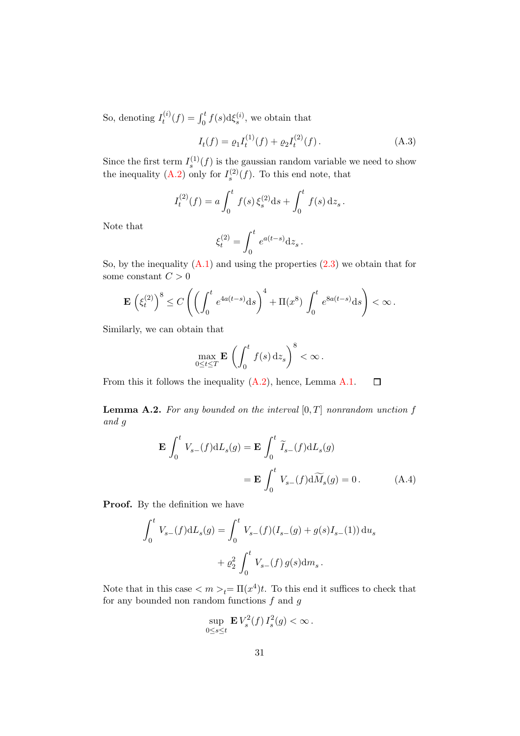So, denoting $I^{(i)}_t(f) = \int_0^t f(s)\mathrm{d}\xi^{(i)}_s$, we obtain that

$$I_t(f) = \varrho_1 I^{(1)}_t(f) + \varrho_2 I^{(2)}_t(f)\,. \tag{A.3}$$

Since the first term $I^{(1)}_s(f)$ is the gaussian random variable we need to show the inequality (A.2) only for $I^{(2)}_s(f)$. To this end note, that

$$I^{(2)}_t(f) = a\int_0^t f(s)\,\xi^{(2)}_s \mathrm{d}s + \int_0^t f(s)\,\mathrm{d}z_s\,.$$

Note that

$$\xi^{(2)}_t = \int_0^t e^{a(t-s)}\mathrm{d}z_s\,.$$

So, by the inequality (A.1) and using the properties (2.3) we obtain that for some constant $C>0$

$$\mathbf{E}\left(\xi^{(2)}_t\right)^8 \le C\left(\left(\int_0^t e^{4a(t-s)}\mathrm{d}s\right)^4 + \Pi(x^8)\int_0^t e^{8a(t-s)}\mathrm{d}s\right) < \infty\,.$$

Similarly, we can obtain that

$$\max_{0\le t\le T}\mathbf{E}\left(\int_0^t f(s)\,\mathrm{d}z_s\right)^8 < \infty\,.$$

From this it follows the inequality (A.2), hence, Lemma A.1. $\square$

**Lemma A.2.** *For any bounded on the interval* $[0,T]$ *nonrandom unction* $f$ *and* $g$

$$\mathbf{E}\int_0^t V_{s-}(f)\mathrm{d}L_s(g) = \mathbf{E}\int_0^t \widetilde{I}_{s-}(f)\mathrm{d}L_s(g)$$
$$= \mathbf{E}\int_0^t V_{s-}(f)\mathrm{d}\widetilde{M}_s(g) = 0\,. \tag{A.4}$$

**Proof.** By the definition we have

$$\int_0^t V_{s-}(f)\mathrm{d}L_s(g) = \int_0^t V_{s-}(f)(I_{s-}(g) + g(s)I_{s-}(1))\,\mathrm{d}u_s$$
$$+\,\varrho_2^2\int_0^t V_{s-}(f)\,g(s)\mathrm{d}m_s\,.$$

Note that in this case $<m>_t = \Pi(x^4)t$. To this end it suffices to check that for any bounded non random functions $f$ and $g$

$$\sup_{0\le s\le t}\mathbf{E}\,V^2_s(f)\,I^2_s(g) < \infty\,.$$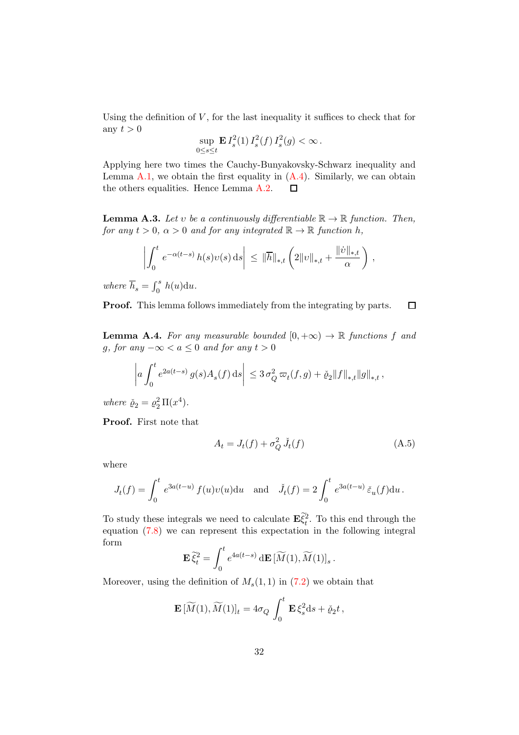Using the definition of $V$, for the last inequality it suffices to check that for any $t > 0$

$$\sup_{0\le s\le t} \mathbf{E}\, I^2_s(1)\, I^2_s(f)\, I^2_s(g) < \infty\,.$$

Applying here two times the Cauchy-Bunyakovsky-Schwarz inequality and Lemma A.1, we obtain the first equality in (A.4). Similarly, we can obtain the others equalities. Hence Lemma A.2. $\square$

**Lemma A.3.** *Let $\upsilon$ be a continuously differentiable $\mathbb{R} \to \mathbb{R}$ function. Then, for any $t > 0$, $\alpha > 0$ and for any integrated $\mathbb{R} \to \mathbb{R}$ function $h$,*

$$\left| \int_0^t e^{-\alpha(t-s)}\, h(s)\upsilon(s)\,\mathrm{d}s \right| \;\le\; \|\overline{h}\|_{*,t} \left( 2\|\upsilon\|_{*,t} + \frac{\|\dot{\upsilon}\|_{*,t}}{\alpha} \right)\,,$$

*where $\overline{h}_s = \int_0^s h(u)\mathrm{d}u$.*

**Proof.** This lemma follows immediately from the integrating by parts. $\square$

**Lemma A.4.** *For any measurable bounded $[0, +\infty) \to \mathbb{R}$ functions $f$ and $g$, for any $-\infty < a \le 0$ and for any $t > 0$*

$$\left| a\int_0^t e^{2a(t-s)}\, g(s) A_s(f)\,\mathrm{d}s \right| \le 3\,\sigma^2_Q\, \varpi_t(f,g) + \check{\varrho}_2 \|f\|_{*,t}\|g\|_{*,t}\,,$$

*where $\check{\varrho}_2 = \varrho^2_2\, \Pi(x^4)$.*

**Proof.** First note that

$$A_t = J_t(f) + \sigma^2_Q\, \check{J}_t(f) \tag{A.5}$$

where

$$J_t(f) = \int_0^t e^{3a(t-u)}\, f(u)\upsilon(u)\mathrm{d}u \quad \text{and} \quad \check{J}_t(f) = 2\int_0^t e^{3a(t-u)}\, \check{\varepsilon}_u(f)\mathrm{d}u\,.$$

To study these integrals we need to calculate $\mathbf{E}\widetilde{\xi}^2_t$. To this end through the equation (7.8) we can represent this expectation in the following integral form

$$\mathbf{E}\,\widetilde{\xi}^2_t = \int_0^t e^{4a(t-s)}\,\mathrm{d}\mathbf{E}\,[\widetilde{M}(1), \widetilde{M}(1)]_s\,.$$

Moreover, using the definition of $M_s(1,1)$ in (7.2) we obtain that

$$\mathbf{E}\,[\widetilde{M}(1), \widetilde{M}(1)]_t = 4\sigma_Q \int_0^t \mathbf{E}\,\xi^2_s\mathrm{d}s + \check{\varrho}_2 t\,,$$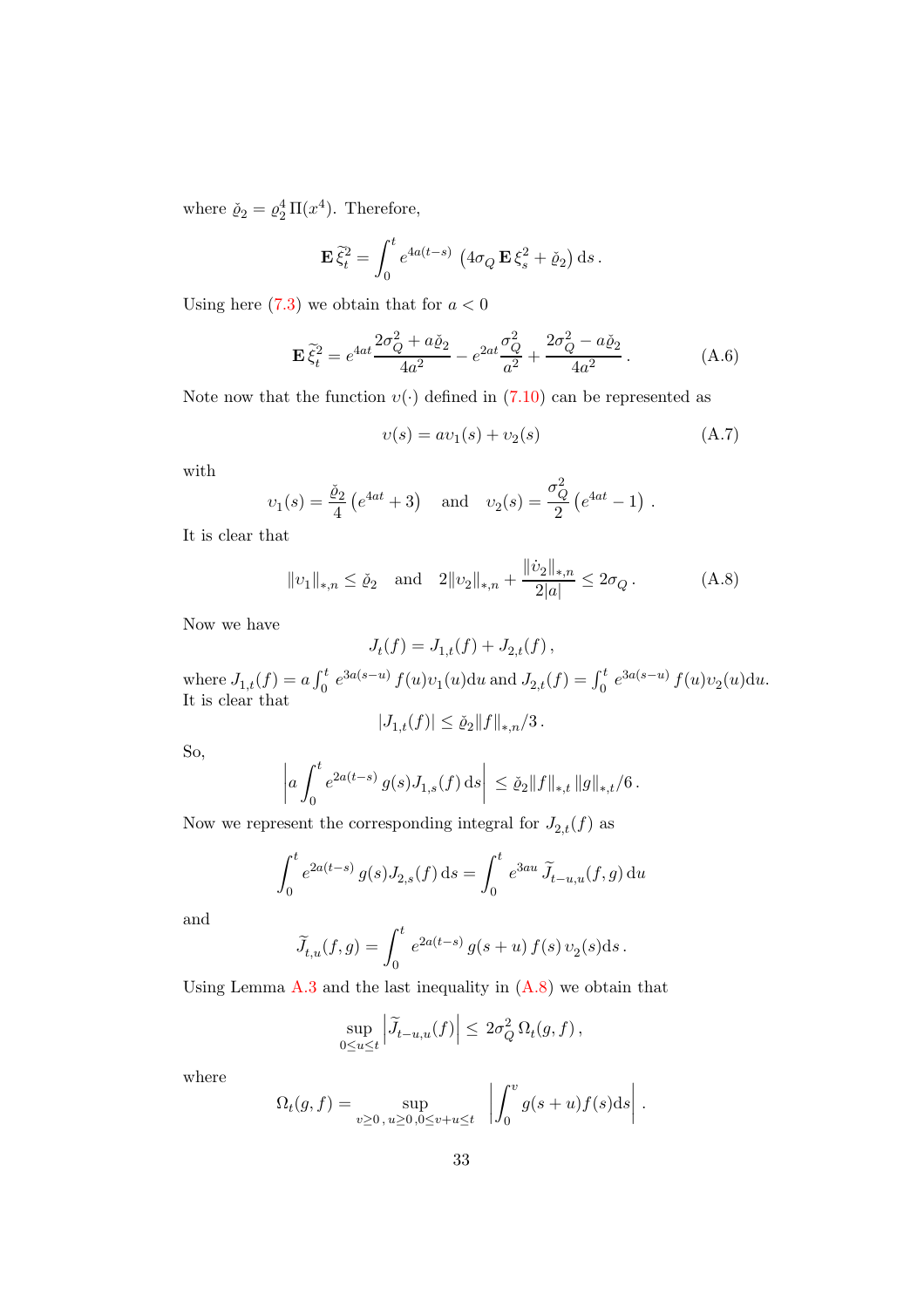where $\check{\varrho}_2 = \varrho_2^4 \, \Pi(x^4)$. Therefore,

$$\mathbf{E}\, \widetilde{\xi}_t^2 = \int_0^t e^{4a(t-s)} \, \left(4\sigma_Q \, \mathbf{E}\, \xi_s^2 + \check{\varrho}_2\right) \mathrm{d}s \,.$$

Using here (7.3) we obtain that for $a < 0$

$$\mathbf{E}\, \widetilde{\xi}_t^2 = e^{4at} \frac{2\sigma_Q^2 + a\check{\varrho}_2}{4a^2} - e^{2at} \frac{\sigma_Q^2}{a^2} + \frac{2\sigma_Q^2 - a\check{\varrho}_2}{4a^2} \,. \tag{A.6}$$

Note now that the function $\upsilon(\cdot)$ defined in (7.10) can be represented as

$$\upsilon(s) = a\upsilon_1(s) + \upsilon_2(s) \tag{A.7}$$

with

$$\upsilon_1(s) = \frac{\check{\varrho}_2}{4}\left(e^{4at} + 3\right) \quad \text{and} \quad \upsilon_2(s) = \frac{\sigma_Q^2}{2}\left(e^{4at} - 1\right) \,.$$

It is clear that

$$\|\upsilon_1\|_{*,n} \le \check{\varrho}_2 \quad \text{and} \quad 2\|\upsilon_2\|_{*,n} + \frac{\|\dot{\upsilon}_2\|_{*,n}}{2|a|} \le 2\sigma_Q \,. \tag{A.8}$$

Now we have

$$J_t(f) = J_{1,t}(f) + J_{2,t}(f) \,,$$

where $J_{1,t}(f) = a\int_0^t e^{3a(s-u)} \, f(u)\upsilon_1(u)\mathrm{d}u$ and $J_{2,t}(f) = \int_0^t e^{3a(s-u)} \, f(u)\upsilon_2(u)\mathrm{d}u$. It is clear that

$$|J_{1,t}(f)| \le \check{\varrho}_2 \|f\|_{*,n}/3 \,.$$

So,

$$\left| a\int_0^t e^{2a(t-s)} \, g(s) J_{1,s}(f) \, \mathrm{d}s \right| \le \check{\varrho}_2 \|f\|_{*,t} \, \|g\|_{*,t}/6 \,.$$

Now we represent the corresponding integral for $J_{2,t}(f)$ as

$$\int_0^t e^{2a(t-s)} \, g(s) J_{2,s}(f) \, \mathrm{d}s = \int_0^t e^{3au} \, \widetilde{J}_{t-u,u}(f,g) \, \mathrm{d}u$$

and

$$\widetilde{J}_{t,u}(f,g) = \int_0^t e^{2a(t-s)} \, g(s+u) \, f(s) \, \upsilon_2(s) \mathrm{d}s \,.$$

Using Lemma A.3 and the last inequality in (A.8) we obtain that

$$\sup_{0 \le u \le t} \left| \widetilde{J}_{t-u,u}(f) \right| \le 2\sigma_Q^2 \, \Omega_t(g,f) \,,$$

where

$$\Omega_t(g,f) = \sup_{v \ge 0 \,,\, u \ge 0 \,, 0 \le v+u \le t} \left| \int_0^v g(s+u) f(s) \mathrm{d}s \right| \,.$$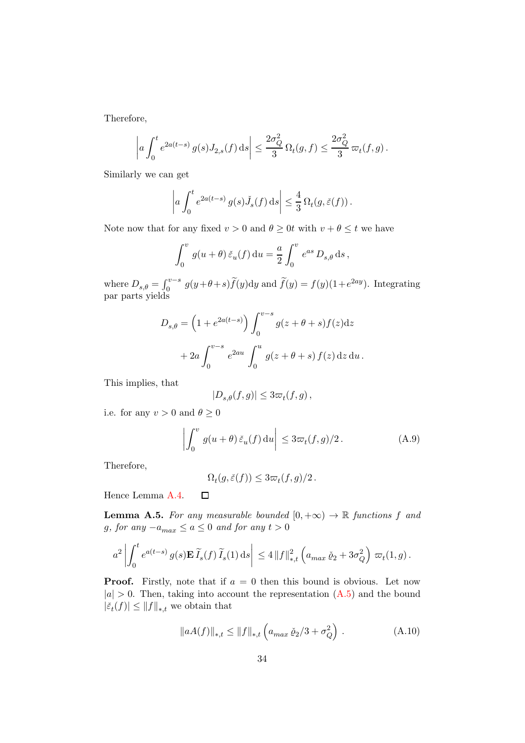Therefore,

$$\left| a \int_0^t e^{2a(t-s)}\, g(s) J_{2,s}(f)\, \mathrm{d}s \right| \le \frac{2\sigma_Q^2}{3}\, \Omega_t(g,f) \le \frac{2\sigma_Q^2}{3}\, \varpi_t(f,g)\,.$$

Similarly we can get

$$\left| a \int_0^t e^{2a(t-s)}\, g(s) \check{J}_s(f)\, \mathrm{d}s \right| \le \frac{4}{3}\, \Omega_t(g, \check{\varepsilon}(f))\,.$$

Note now that for any fixed $v > 0$ and $\theta \ge 0t$ with $v + \theta \le t$ we have

$$\int_0^v g(u+\theta)\, \check{\varepsilon}_u(f)\, \mathrm{d}u = \frac{a}{2} \int_0^v e^{as}\, D_{s,\theta}\, \mathrm{d}s\,,$$

where $D_{s,\theta} = \int_0^{v-s} g(y+\theta+s)\widetilde{f}(y)\mathrm{d}y$ and $\widetilde{f}(y) = f(y)(1+e^{2ay})$. Integrating par parts yields

$$D_{s,\theta} = \left(1 + e^{2a(t-s)}\right) \int_0^{v-s} g(z+\theta+s) f(z) \mathrm{d}z$$

$$+ 2a \int_0^{v-s} e^{2au} \int_0^u g(z+\theta+s)\, f(z)\, \mathrm{d}z\, \mathrm{d}u\,.$$

This implies, that

$$|D_{s,\theta}(f,g)| \le 3\varpi_t(f,g)\,,$$

i.e. for any $v > 0$ and $\theta \ge 0$

$$\left| \int_0^v g(u+\theta)\, \check{\varepsilon}_u(f)\, \mathrm{d}u \right| \le 3\varpi_t(f,g)/2\,. \tag{A.9}$$

Therefore,

$$\Omega_t(g, \check{\varepsilon}(f)) \le 3\varpi_t(f,g)/2\,.$$

Hence Lemma A.4. $\square$

**Lemma A.5.** *For any measurable bounded $[0,+\infty) \to \mathbb{R}$ functions $f$ and $g$, for any $-a_{max} \le a \le 0$ and for any $t > 0$*

$$a^2 \left| \int_0^t e^{a(t-s)}\, g(s) \mathbf{E}\, \widetilde{I}_s(f)\, \widetilde{I}_s(1)\, \mathrm{d}s \right| \le 4\, \|f\|_{*,t}^2 \left( a_{max}\, \check{\varrho}_2 + 3\sigma_Q^2 \right)\, \varpi_t(1,g)\,.$$

**Proof.** Firstly, note that if $a = 0$ then this bound is obvious. Let now $|a| > 0$. Then, taking into account the representation (A.5) and the bound $|\check{\varepsilon}_t(f)| \le \|f\|_{*,t}$ we obtain that

$$\|aA(f)\|_{*,t} \le \|f\|_{*,t} \left( a_{max}\, \check{\varrho}_2/3 + \sigma_Q^2 \right)\,. \tag{A.10}$$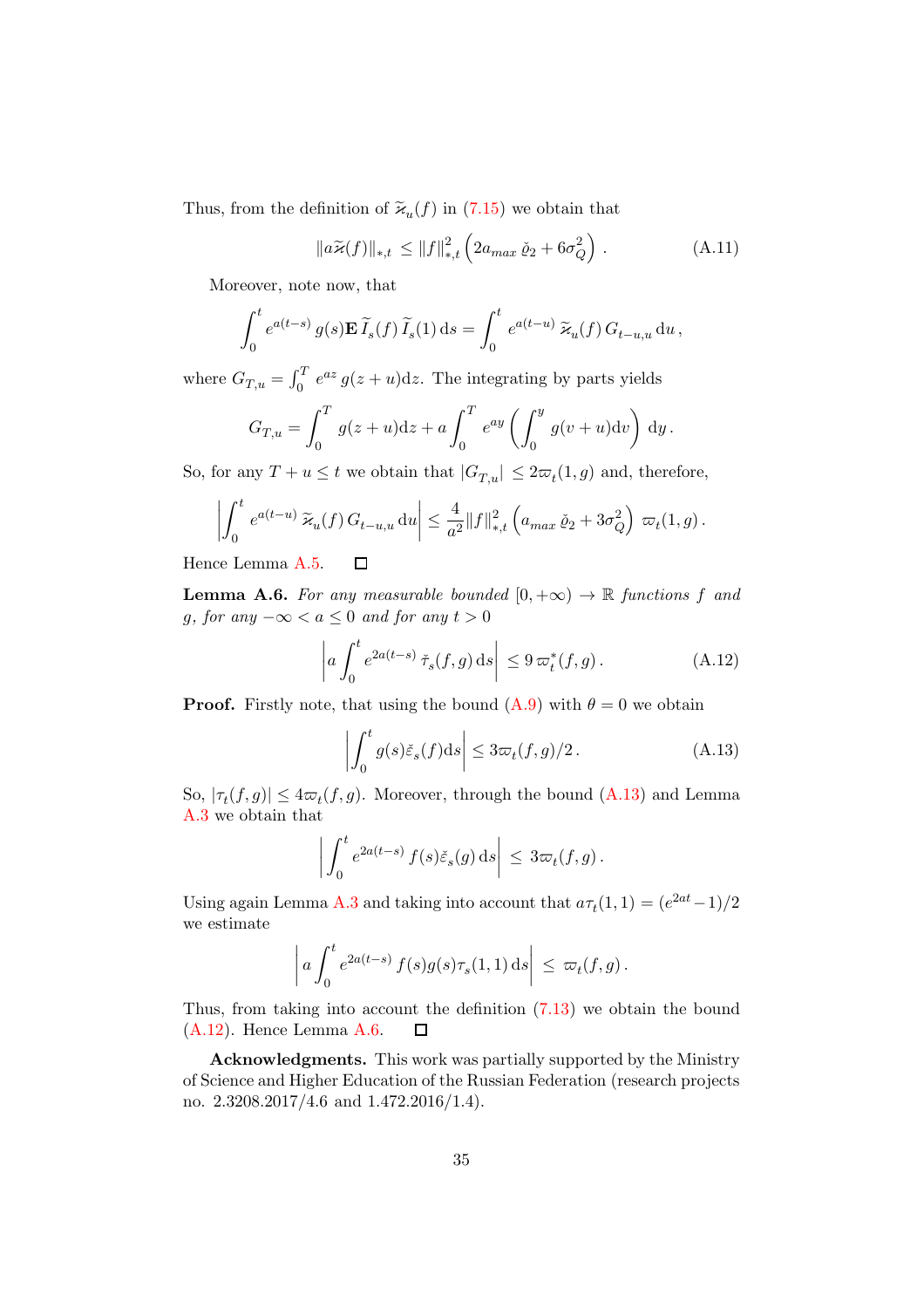Thus, from the definition of $\widetilde{\varkappa}_u(f)$ in (7.15) we obtain that

$$\|a\widetilde{\varkappa}(f)\|_{*,t} \le \|f\|_{*,t}^2 \left(2a_{max}\,\check{\varrho}_2 + 6\sigma_Q^2\right). \tag{A.11}$$

Moreover, note now, that

$$\int_0^t e^{a(t-s)}\, g(s)\mathbf{E}\,\widetilde{I}_s(f)\,\widetilde{I}_s(1)\,\mathrm{d}s = \int_0^t e^{a(t-u)}\,\widetilde{\varkappa}_u(f)\,G_{t-u,u}\,\mathrm{d}u\,,$$

where $G_{T,u} = \int_0^T e^{az}\,g(z+u)\mathrm{d}z$. The integrating by parts yields

$$G_{T,u} = \int_0^T g(z+u)\mathrm{d}z + a\int_0^T e^{ay}\left(\int_0^y g(v+u)\mathrm{d}v\right)\mathrm{d}y\,.$$

So, for any $T+u \le t$ we obtain that $|G_{T,u}| \le 2\varpi_t(1,g)$ and, therefore,

$$\left|\int_0^t e^{a(t-u)}\,\widetilde{\varkappa}_u(f)\,G_{t-u,u}\,\mathrm{d}u\right| \le \frac{4}{a^2}\|f\|_{*,t}^2\left(a_{max}\,\check{\varrho}_2 + 3\sigma_Q^2\right)\,\varpi_t(1,g)\,.$$

Hence Lemma A.5. □

**Lemma A.6.** *For any measurable bounded $[0,+\infty) \to \mathbb{R}$ functions $f$ and $g$, for any $-\infty < a \le 0$ and for any $t > 0$*

$$\left|a\int_0^t e^{2a(t-s)}\,\check{\tau}_s(f,g)\,\mathrm{d}s\right| \le 9\,\varpi_t^*(f,g)\,. \tag{A.12}$$

**Proof.** Firstly note, that using the bound (A.9) with $\theta = 0$ we obtain

$$\left|\int_0^t g(s)\check{\varepsilon}_s(f)\mathrm{d}s\right| \le 3\varpi_t(f,g)/2\,. \tag{A.13}$$

So, $|\tau_t(f,g)| \le 4\varpi_t(f,g)$. Moreover, through the bound (A.13) and Lemma A.3 we obtain that

$$\left|\int_0^t e^{2a(t-s)}\,f(s)\check{\varepsilon}_s(g)\,\mathrm{d}s\right| \le 3\varpi_t(f,g)\,.$$

Using again Lemma A.3 and taking into account that $a\tau_t(1,1) = (e^{2at}-1)/2$ we estimate

$$\left|a\int_0^t e^{2a(t-s)}\,f(s)g(s)\tau_s(1,1)\,\mathrm{d}s\right| \le \varpi_t(f,g)\,.$$

Thus, from taking into account the definition (7.13) we obtain the bound (A.12). Hence Lemma A.6. □

**Acknowledgments.** This work was partially supported by the Ministry of Science and Higher Education of the Russian Federation (research projects no. 2.3208.2017/4.6 and 1.472.2016/1.4).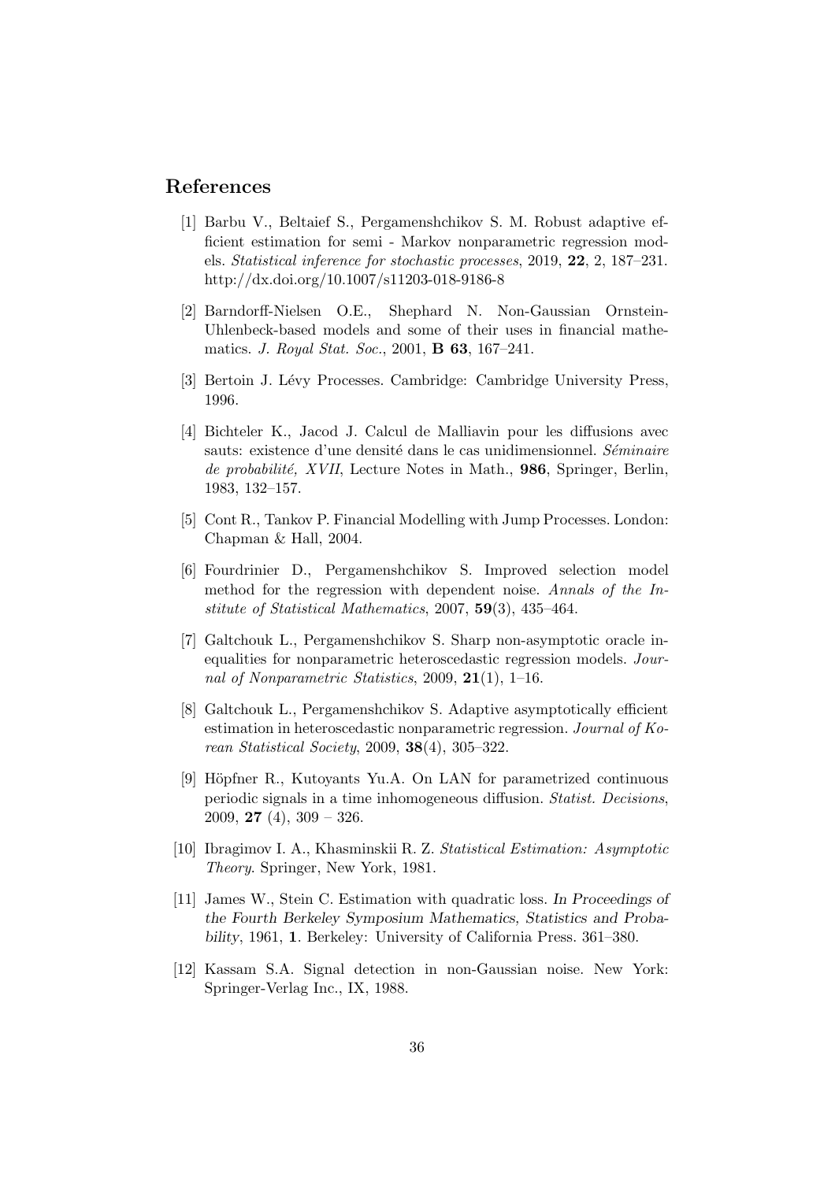## References

[1] Barbu V., Beltaief S., Pergamenshchikov S. M. Robust adaptive efficient estimation for semi - Markov nonparametric regression models. *Statistical inference for stochastic processes*, 2019, **22**, 2, 187–231. http://dx.doi.org/10.1007/s11203-018-9186-8

[2] Barndorff-Nielsen O.E., Shephard N. Non-Gaussian Ornstein-Uhlenbeck-based models and some of their uses in financial mathematics. *J. Royal Stat. Soc.*, 2001, **B 63**, 167–241.

[3] Bertoin J. Lévy Processes. Cambridge: Cambridge University Press, 1996.

[4] Bichteler K., Jacod J. Calcul de Malliavin pour les diffusions avec sauts: existence d'une densité dans le cas unidimensionnel. *Séminaire de probabilité, XVII*, Lecture Notes in Math., **986**, Springer, Berlin, 1983, 132–157.

[5] Cont R., Tankov P. Financial Modelling with Jump Processes. London: Chapman & Hall, 2004.

[6] Fourdrinier D., Pergamenshchikov S. Improved selection model method for the regression with dependent noise. *Annals of the Institute of Statistical Mathematics*, 2007, **59**(3), 435–464.

[7] Galtchouk L., Pergamenshchikov S. Sharp non-asymptotic oracle inequalities for nonparametric heteroscedastic regression models. *Journal of Nonparametric Statistics*, 2009, **21**(1), 1–16.

[8] Galtchouk L., Pergamenshchikov S. Adaptive asymptotically efficient estimation in heteroscedastic nonparametric regression. *Journal of Korean Statistical Society*, 2009, **38**(4), 305–322.

[9] Höpfner R., Kutoyants Yu.A. On LAN for parametrized continuous periodic signals in a time inhomogeneous diffusion. *Statist. Decisions*, 2009, **27** (4), 309 – 326.

[10] Ibragimov I. A., Khasminskii R. Z. *Statistical Estimation: Asymptotic Theory*. Springer, New York, 1981.

[11] James W., Stein C. Estimation with quadratic loss. *In Proceedings of the Fourth Berkeley Symposium Mathematics, Statistics and Probability*, 1961, **1**. Berkeley: University of California Press. 361–380.

[12] Kassam S.A. Signal detection in non-Gaussian noise. New York: Springer-Verlag Inc., IX, 1988.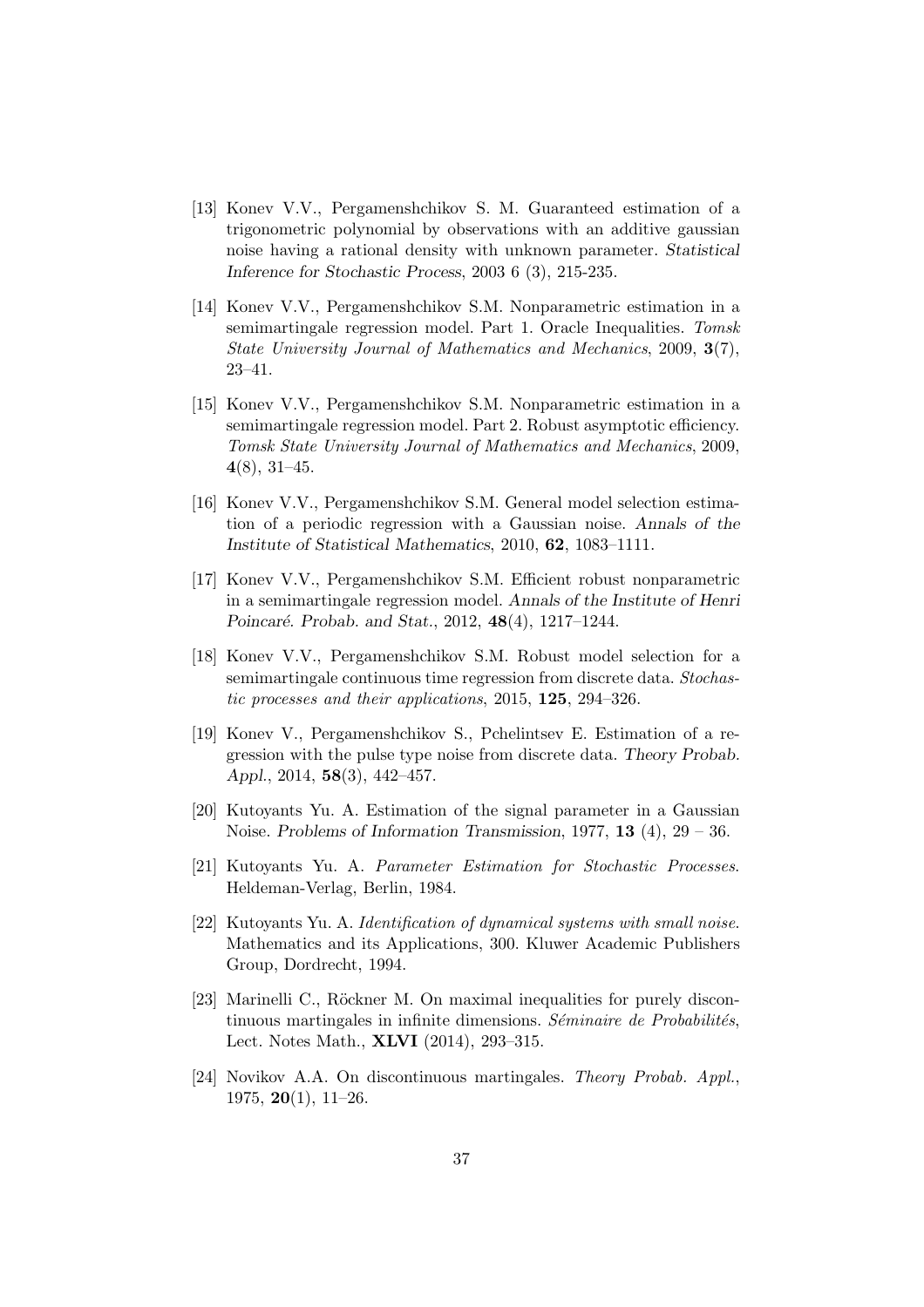[13] Konev V.V., Pergamenshchikov S. M. Guaranteed estimation of a trigonometric polynomial by observations with an additive gaussian noise having a rational density with unknown parameter. *Statistical Inference for Stochastic Process*, 2003 6 (3), 215-235.

[14] Konev V.V., Pergamenshchikov S.M. Nonparametric estimation in a semimartingale regression model. Part 1. Oracle Inequalities. *Tomsk State University Journal of Mathematics and Mechanics*, 2009, **3**(7), 23–41.

[15] Konev V.V., Pergamenshchikov S.M. Nonparametric estimation in a semimartingale regression model. Part 2. Robust asymptotic efficiency. *Tomsk State University Journal of Mathematics and Mechanics*, 2009, **4**(8), 31–45.

[16] Konev V.V., Pergamenshchikov S.M. General model selection estimation of a periodic regression with a Gaussian noise. *Annals of the Institute of Statistical Mathematics*, 2010, **62**, 1083–1111.

[17] Konev V.V., Pergamenshchikov S.M. Efficient robust nonparametric in a semimartingale regression model. *Annals of the Institute of Henri Poincaré. Probab. and Stat.*, 2012, **48**(4), 1217–1244.

[18] Konev V.V., Pergamenshchikov S.M. Robust model selection for a semimartingale continuous time regression from discrete data. *Stochastic processes and their applications*, 2015, **125**, 294–326.

[19] Konev V., Pergamenshchikov S., Pchelintsev E. Estimation of a regression with the pulse type noise from discrete data. *Theory Probab. Appl.*, 2014, **58**(3), 442–457.

[20] Kutoyants Yu. A. Estimation of the signal parameter in a Gaussian Noise. *Problems of Information Transmission*, 1977, **13** (4), 29 – 36.

[21] Kutoyants Yu. A. *Parameter Estimation for Stochastic Processes*. Heldeman-Verlag, Berlin, 1984.

[22] Kutoyants Yu. A. *Identification of dynamical systems with small noise*. Mathematics and its Applications, 300. Kluwer Academic Publishers Group, Dordrecht, 1994.

[23] Marinelli C., Röckner M. On maximal inequalities for purely discontinuous martingales in infinite dimensions. *Séminaire de Probabilités*, Lect. Notes Math., **XLVI** (2014), 293–315.

[24] Novikov A.A. On discontinuous martingales. *Theory Probab. Appl.*, 1975, **20**(1), 11–26.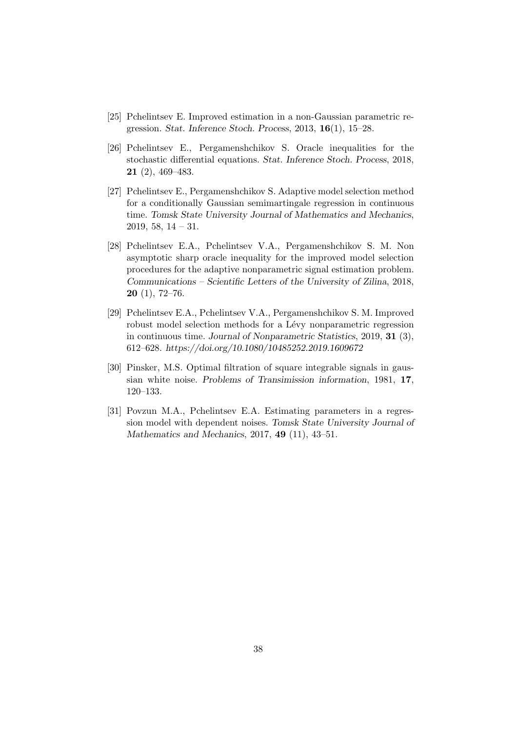[25] Pchelintsev E. Improved estimation in a non-Gaussian parametric regression. *Stat. Inference Stoch. Process*, 2013, **16**(1), 15–28.

[26] Pchelintsev E., Pergamenshchikov S. Oracle inequalities for the stochastic differential equations. *Stat. Inference Stoch. Process*, 2018, **21** (2), 469–483.

[27] Pchelintsev E., Pergamenshchikov S. Adaptive model selection method for a conditionally Gaussian semimartingale regression in continuous time. *Tomsk State University Journal of Mathematics and Mechanics*, 2019, 58, 14 – 31.

[28] Pchelintsev E.A., Pchelintsev V.A., Pergamenshchikov S. M. Non asymptotic sharp oracle inequality for the improved model selection procedures for the adaptive nonparametric signal estimation problem. *Communications – Scientific Letters of the University of Zilina*, 2018, **20** (1), 72–76.

[29] Pchelintsev E.A., Pchelintsev V.A., Pergamenshchikov S. M. Improved robust model selection methods for a Lévy nonparametric regression in continuous time. *Journal of Nonparametric Statistics*, 2019, **31** (3), 612–628. *https://doi.org/10.1080/10485252.2019.1609672*

[30] Pinsker, M.S. Optimal filtration of square integrable signals in gaussian white noise. *Problems of Transimission information*, 1981, **17**, 120–133.

[31] Povzun M.A., Pchelintsev E.A. Estimating parameters in a regression model with dependent noises. *Tomsk State University Journal of Mathematics and Mechanics*, 2017, **49** (11), 43–51.